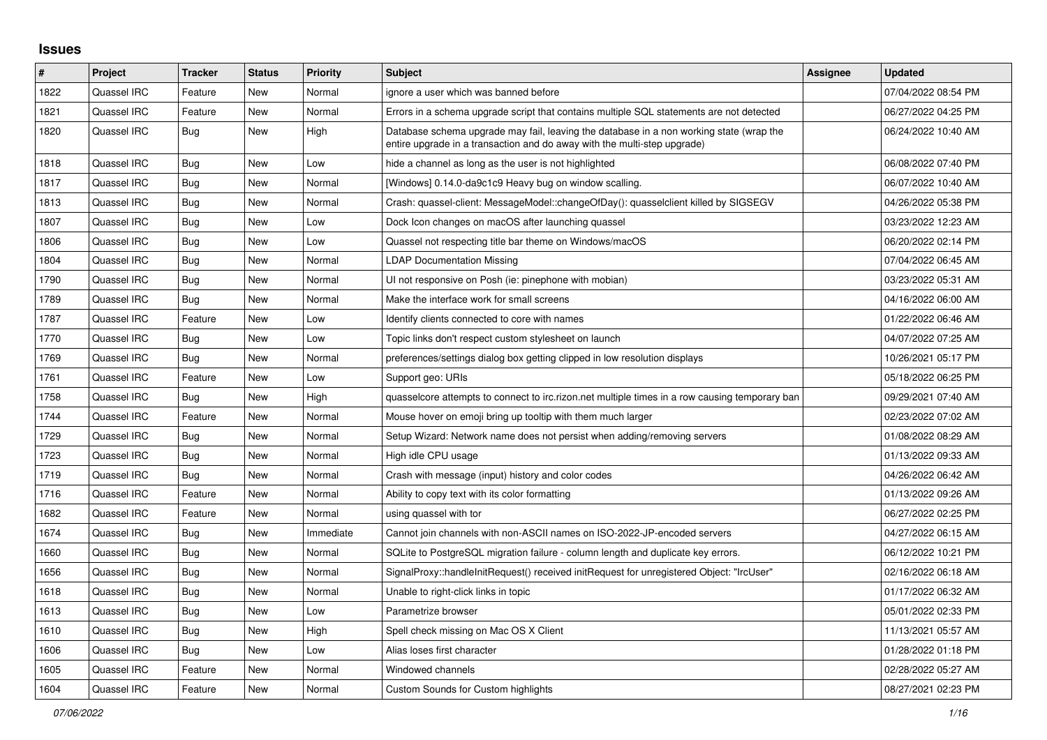## Issues

| # | Project | Tracker | Status | Priority | Subject | Assignee | Updated |
|---|---|---|---|---|---|---|---|
| 1822 | Quassel IRC | Feature | New | Normal | ignore a user which was banned before | | 07/04/2022 08:54 PM |
| 1821 | Quassel IRC | Feature | New | Normal | Errors in a schema upgrade script that contains multiple SQL statements are not detected | | 06/27/2022 04:25 PM |
| 1820 | Quassel IRC | Bug | New | High | Database schema upgrade may fail, leaving the database in a non working state (wrap the entire upgrade in a transaction and do away with the multi-step upgrade) | | 06/24/2022 10:40 AM |
| 1818 | Quassel IRC | Bug | New | Low | hide a channel as long as the user is not highlighted | | 06/08/2022 07:40 PM |
| 1817 | Quassel IRC | Bug | New | Normal | [Windows] 0.14.0-da9c1c9 Heavy bug on window scalling. | | 06/07/2022 10:40 AM |
| 1813 | Quassel IRC | Bug | New | Normal | Crash: quassel-client: MessageModel::changeOfDay(): quasselclient killed by SIGSEGV | | 04/26/2022 05:38 PM |
| 1807 | Quassel IRC | Bug | New | Low | Dock Icon changes on macOS after launching quassel | | 03/23/2022 12:23 AM |
| 1806 | Quassel IRC | Bug | New | Low | Quassel not respecting title bar theme on Windows/macOS | | 06/20/2022 02:14 PM |
| 1804 | Quassel IRC | Bug | New | Normal | LDAP Documentation Missing | | 07/04/2022 06:45 AM |
| 1790 | Quassel IRC | Bug | New | Normal | UI not responsive on Posh (ie: pinephone with mobian) | | 03/23/2022 05:31 AM |
| 1789 | Quassel IRC | Bug | New | Normal | Make the interface work for small screens | | 04/16/2022 06:00 AM |
| 1787 | Quassel IRC | Feature | New | Low | Identify clients connected to core with names | | 01/22/2022 06:46 AM |
| 1770 | Quassel IRC | Bug | New | Low | Topic links don't respect custom stylesheet on launch | | 04/07/2022 07:25 AM |
| 1769 | Quassel IRC | Bug | New | Normal | preferences/settings dialog box getting clipped in low resolution displays | | 10/26/2021 05:17 PM |
| 1761 | Quassel IRC | Feature | New | Low | Support geo: URIs | | 05/18/2022 06:25 PM |
| 1758 | Quassel IRC | Bug | New | High | quasselcore attempts to connect to irc.rizon.net multiple times in a row causing temporary ban | | 09/29/2021 07:40 AM |
| 1744 | Quassel IRC | Feature | New | Normal | Mouse hover on emoji bring up tooltip with them much larger | | 02/23/2022 07:02 AM |
| 1729 | Quassel IRC | Bug | New | Normal | Setup Wizard: Network name does not persist when adding/removing servers | | 01/08/2022 08:29 AM |
| 1723 | Quassel IRC | Bug | New | Normal | High idle CPU usage | | 01/13/2022 09:33 AM |
| 1719 | Quassel IRC | Bug | New | Normal | Crash with message (input) history and color codes | | 04/26/2022 06:42 AM |
| 1716 | Quassel IRC | Feature | New | Normal | Ability to copy text with its color formatting | | 01/13/2022 09:26 AM |
| 1682 | Quassel IRC | Feature | New | Normal | using quassel with tor | | 06/27/2022 02:25 PM |
| 1674 | Quassel IRC | Bug | New | Immediate | Cannot join channels with non-ASCII names on ISO-2022-JP-encoded servers | | 04/27/2022 06:15 AM |
| 1660 | Quassel IRC | Bug | New | Normal | SQLite to PostgreSQL migration failure - column length and duplicate key errors. | | 06/12/2022 10:21 PM |
| 1656 | Quassel IRC | Bug | New | Normal | SignalProxy::handleInitRequest() received initRequest for unregistered Object: "IrcUser" | | 02/16/2022 06:18 AM |
| 1618 | Quassel IRC | Bug | New | Normal | Unable to right-click links in topic | | 01/17/2022 06:32 AM |
| 1613 | Quassel IRC | Bug | New | Low | Parametrize browser | | 05/01/2022 02:33 PM |
| 1610 | Quassel IRC | Bug | New | High | Spell check missing on Mac OS X Client | | 11/13/2021 05:57 AM |
| 1606 | Quassel IRC | Bug | New | Low | Alias loses first character | | 01/28/2022 01:18 PM |
| 1605 | Quassel IRC | Feature | New | Normal | Windowed channels | | 02/28/2022 05:27 AM |
| 1604 | Quassel IRC | Feature | New | Normal | Custom Sounds for Custom highlights | | 08/27/2021 02:23 PM |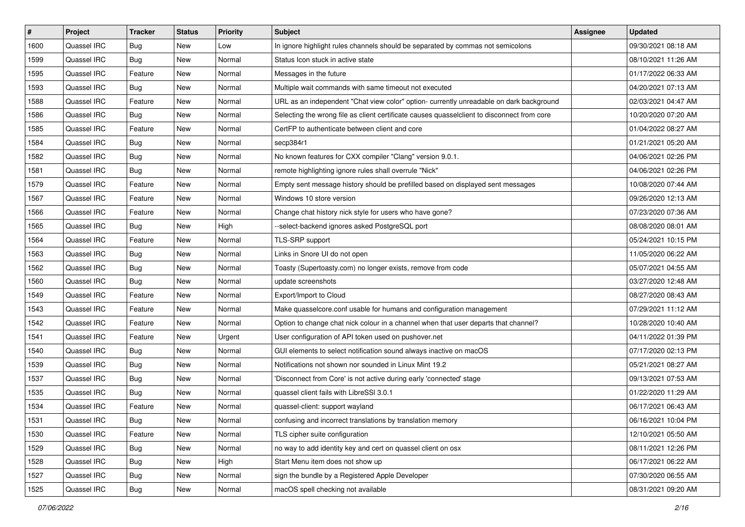| # | Project | Tracker | Status | Priority | Subject | Assignee | Updated |
|---|---|---|---|---|---|---|---|
| 1600 | Quassel IRC | Bug | New | Low | In ignore highlight rules channels should be separated by commas not semicolons | | 09/30/2021 08:18 AM |
| 1599 | Quassel IRC | Bug | New | Normal | Status Icon stuck in active state | | 08/10/2021 11:26 AM |
| 1595 | Quassel IRC | Feature | New | Normal | Messages in the future | | 01/17/2022 06:33 AM |
| 1593 | Quassel IRC | Bug | New | Normal | Multiple wait commands with same timeout not executed | | 04/20/2021 07:13 AM |
| 1588 | Quassel IRC | Feature | New | Normal | URL as an independent "Chat view color" option- currently unreadable on dark background | | 02/03/2021 04:47 AM |
| 1586 | Quassel IRC | Bug | New | Normal | Selecting the wrong file as client certificate causes quasselclient to disconnect from core | | 10/20/2020 07:20 AM |
| 1585 | Quassel IRC | Feature | New | Normal | CertFP to authenticate between client and core | | 01/04/2022 08:27 AM |
| 1584 | Quassel IRC | Bug | New | Normal | secp384r1 | | 01/21/2021 05:20 AM |
| 1582 | Quassel IRC | Bug | New | Normal | No known features for CXX compiler "Clang" version 9.0.1. | | 04/06/2021 02:26 PM |
| 1581 | Quassel IRC | Bug | New | Normal | remote highlighting ignore rules shall overrule "Nick" | | 04/06/2021 02:26 PM |
| 1579 | Quassel IRC | Feature | New | Normal | Empty sent message history should be prefilled based on displayed sent messages | | 10/08/2020 07:44 AM |
| 1567 | Quassel IRC | Feature | New | Normal | Windows 10 store version | | 09/26/2020 12:13 AM |
| 1566 | Quassel IRC | Feature | New | Normal | Change chat history nick style for users who have gone? | | 07/23/2020 07:36 AM |
| 1565 | Quassel IRC | Bug | New | High | --select-backend ignores asked PostgreSQL port | | 08/08/2020 08:01 AM |
| 1564 | Quassel IRC | Feature | New | Normal | TLS-SRP support | | 05/24/2021 10:15 PM |
| 1563 | Quassel IRC | Bug | New | Normal | Links in Snore UI do not open | | 11/05/2020 06:22 AM |
| 1562 | Quassel IRC | Bug | New | Normal | Toasty (Supertoasty.com) no longer exists, remove from code | | 05/07/2021 04:55 AM |
| 1560 | Quassel IRC | Bug | New | Normal | update screenshots | | 03/27/2020 12:48 AM |
| 1549 | Quassel IRC | Feature | New | Normal | Export/Import to Cloud | | 08/27/2020 08:43 AM |
| 1543 | Quassel IRC | Feature | New | Normal | Make quasselcore.conf usable for humans and configuration management | | 07/29/2021 11:12 AM |
| 1542 | Quassel IRC | Feature | New | Normal | Option to change chat nick colour in a channel when that user departs that channel? | | 10/28/2020 10:40 AM |
| 1541 | Quassel IRC | Feature | New | Urgent | User configuration of API token used on pushover.net | | 04/11/2022 01:39 PM |
| 1540 | Quassel IRC | Bug | New | Normal | GUI elements to select notification sound always inactive on macOS | | 07/17/2020 02:13 PM |
| 1539 | Quassel IRC | Bug | New | Normal | Notifications not shown nor sounded in Linux Mint 19.2 | | 05/21/2021 08:27 AM |
| 1537 | Quassel IRC | Bug | New | Normal | 'Disconnect from Core' is not active during early 'connected' stage | | 09/13/2021 07:53 AM |
| 1535 | Quassel IRC | Bug | New | Normal | quassel client fails with LibreSSl 3.0.1 | | 01/22/2020 11:29 AM |
| 1534 | Quassel IRC | Feature | New | Normal | quassel-client: support wayland | | 06/17/2021 06:43 AM |
| 1531 | Quassel IRC | Bug | New | Normal | confusing and incorrect translations by translation memory | | 06/16/2021 10:04 PM |
| 1530 | Quassel IRC | Feature | New | Normal | TLS cipher suite configuration | | 12/10/2021 05:50 AM |
| 1529 | Quassel IRC | Bug | New | Normal | no way to add identity key and cert on quassel client on osx | | 08/11/2021 12:26 PM |
| 1528 | Quassel IRC | Bug | New | High | Start Menu item does not show up | | 06/17/2021 06:22 AM |
| 1527 | Quassel IRC | Bug | New | Normal | sign the bundle by a Registered Apple Developer | | 07/30/2020 06:55 AM |
| 1525 | Quassel IRC | Bug | New | Normal | macOS spell checking not available | | 08/31/2021 09:20 AM |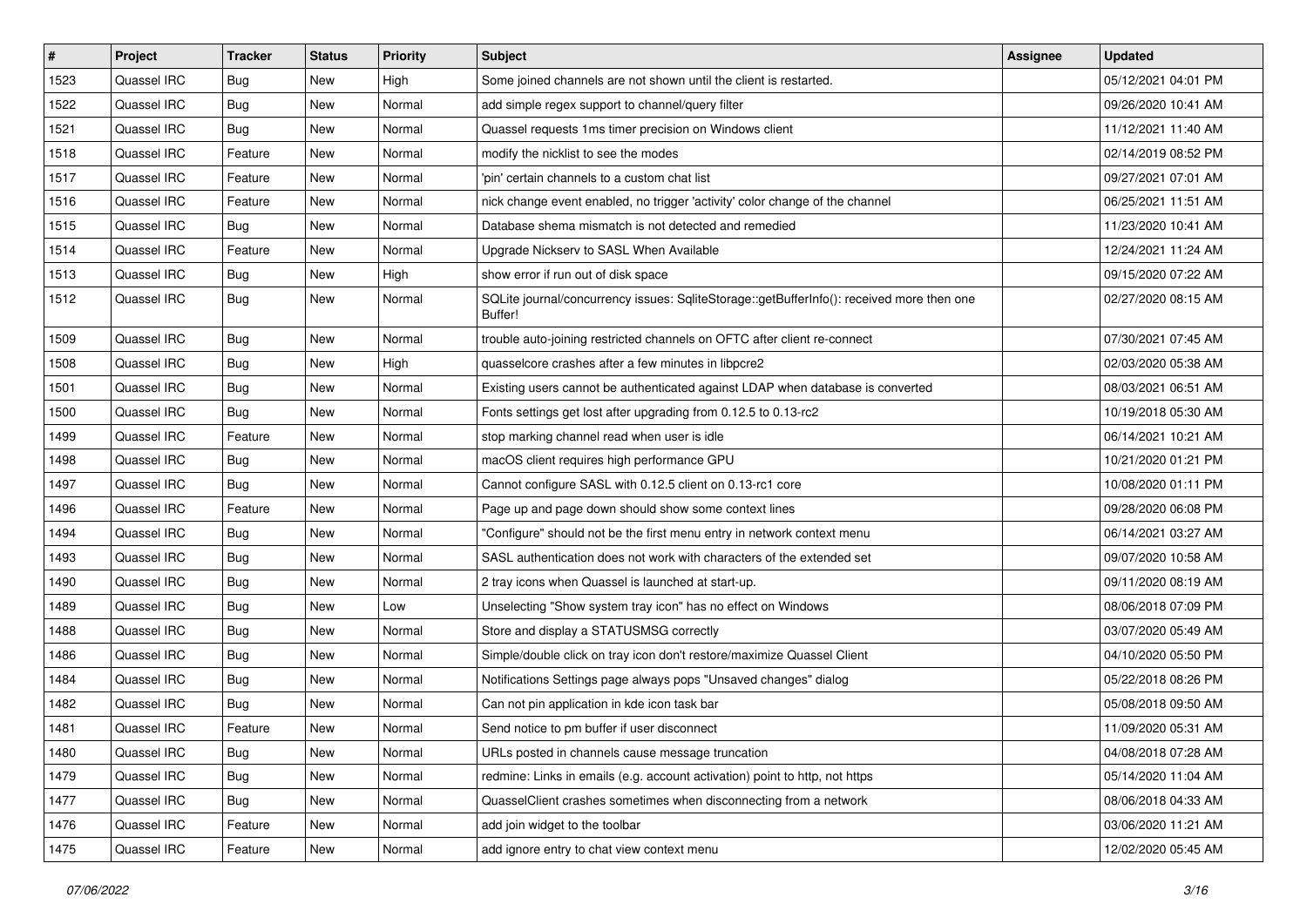| # | Project | Tracker | Status | Priority | Subject | Assignee | Updated |
| --- | --- | --- | --- | --- | --- | --- | --- |
| 1523 | Quassel IRC | Bug | New | High | Some joined channels are not shown until the client is restarted. | | 05/12/2021 04:01 PM |
| 1522 | Quassel IRC | Bug | New | Normal | add simple regex support to channel/query filter | | 09/26/2020 10:41 AM |
| 1521 | Quassel IRC | Bug | New | Normal | Quassel requests 1ms timer precision on Windows client | | 11/12/2021 11:40 AM |
| 1518 | Quassel IRC | Feature | New | Normal | modify the nicklist to see the modes | | 02/14/2019 08:52 PM |
| 1517 | Quassel IRC | Feature | New | Normal | 'pin' certain channels to a custom chat list | | 09/27/2021 07:01 AM |
| 1516 | Quassel IRC | Feature | New | Normal | nick change event enabled, no trigger 'activity' color change of the channel | | 06/25/2021 11:51 AM |
| 1515 | Quassel IRC | Bug | New | Normal | Database shema mismatch is not detected and remedied | | 11/23/2020 10:41 AM |
| 1514 | Quassel IRC | Feature | New | Normal | Upgrade Nickserv to SASL When Available | | 12/24/2021 11:24 AM |
| 1513 | Quassel IRC | Bug | New | High | show error if run out of disk space | | 09/15/2020 07:22 AM |
| 1512 | Quassel IRC | Bug | New | Normal | SQLite journal/concurrency issues: SqliteStorage::getBufferInfo(): received more then one Buffer! | | 02/27/2020 08:15 AM |
| 1509 | Quassel IRC | Bug | New | Normal | trouble auto-joining restricted channels on OFTC after client re-connect | | 07/30/2021 07:45 AM |
| 1508 | Quassel IRC | Bug | New | High | quasselcore crashes after a few minutes in libpcre2 | | 02/03/2020 05:38 AM |
| 1501 | Quassel IRC | Bug | New | Normal | Existing users cannot be authenticated against LDAP when database is converted | | 08/03/2021 06:51 AM |
| 1500 | Quassel IRC | Bug | New | Normal | Fonts settings get lost after upgrading from 0.12.5 to 0.13-rc2 | | 10/19/2018 05:30 AM |
| 1499 | Quassel IRC | Feature | New | Normal | stop marking channel read when user is idle | | 06/14/2021 10:21 AM |
| 1498 | Quassel IRC | Bug | New | Normal | macOS client requires high performance GPU | | 10/21/2020 01:21 PM |
| 1497 | Quassel IRC | Bug | New | Normal | Cannot configure SASL with 0.12.5 client on 0.13-rc1 core | | 10/08/2020 01:11 PM |
| 1496 | Quassel IRC | Feature | New | Normal | Page up and page down should show some context lines | | 09/28/2020 06:08 PM |
| 1494 | Quassel IRC | Bug | New | Normal | "Configure" should not be the first menu entry in network context menu | | 06/14/2021 03:27 AM |
| 1493 | Quassel IRC | Bug | New | Normal | SASL authentication does not work with characters of the extended set | | 09/07/2020 10:58 AM |
| 1490 | Quassel IRC | Bug | New | Normal | 2 tray icons when Quassel is launched at start-up. | | 09/11/2020 08:19 AM |
| 1489 | Quassel IRC | Bug | New | Low | Unselecting "Show system tray icon" has no effect on Windows | | 08/06/2018 07:09 PM |
| 1488 | Quassel IRC | Bug | New | Normal | Store and display a STATUSMSG correctly | | 03/07/2020 05:49 AM |
| 1486 | Quassel IRC | Bug | New | Normal | Simple/double click on tray icon don't restore/maximize Quassel Client | | 04/10/2020 05:50 PM |
| 1484 | Quassel IRC | Bug | New | Normal | Notifications Settings page always pops "Unsaved changes" dialog | | 05/22/2018 08:26 PM |
| 1482 | Quassel IRC | Bug | New | Normal | Can not pin application in kde icon task bar | | 05/08/2018 09:50 AM |
| 1481 | Quassel IRC | Feature | New | Normal | Send notice to pm buffer if user disconnect | | 11/09/2020 05:31 AM |
| 1480 | Quassel IRC | Bug | New | Normal | URLs posted in channels cause message truncation | | 04/08/2018 07:28 AM |
| 1479 | Quassel IRC | Bug | New | Normal | redmine: Links in emails (e.g. account activation) point to http, not https | | 05/14/2020 11:04 AM |
| 1477 | Quassel IRC | Bug | New | Normal | QuasselClient crashes sometimes when disconnecting from a network | | 08/06/2018 04:33 AM |
| 1476 | Quassel IRC | Feature | New | Normal | add join widget to the toolbar | | 03/06/2020 11:21 AM |
| 1475 | Quassel IRC | Feature | New | Normal | add ignore entry to chat view context menu | | 12/02/2020 05:45 AM |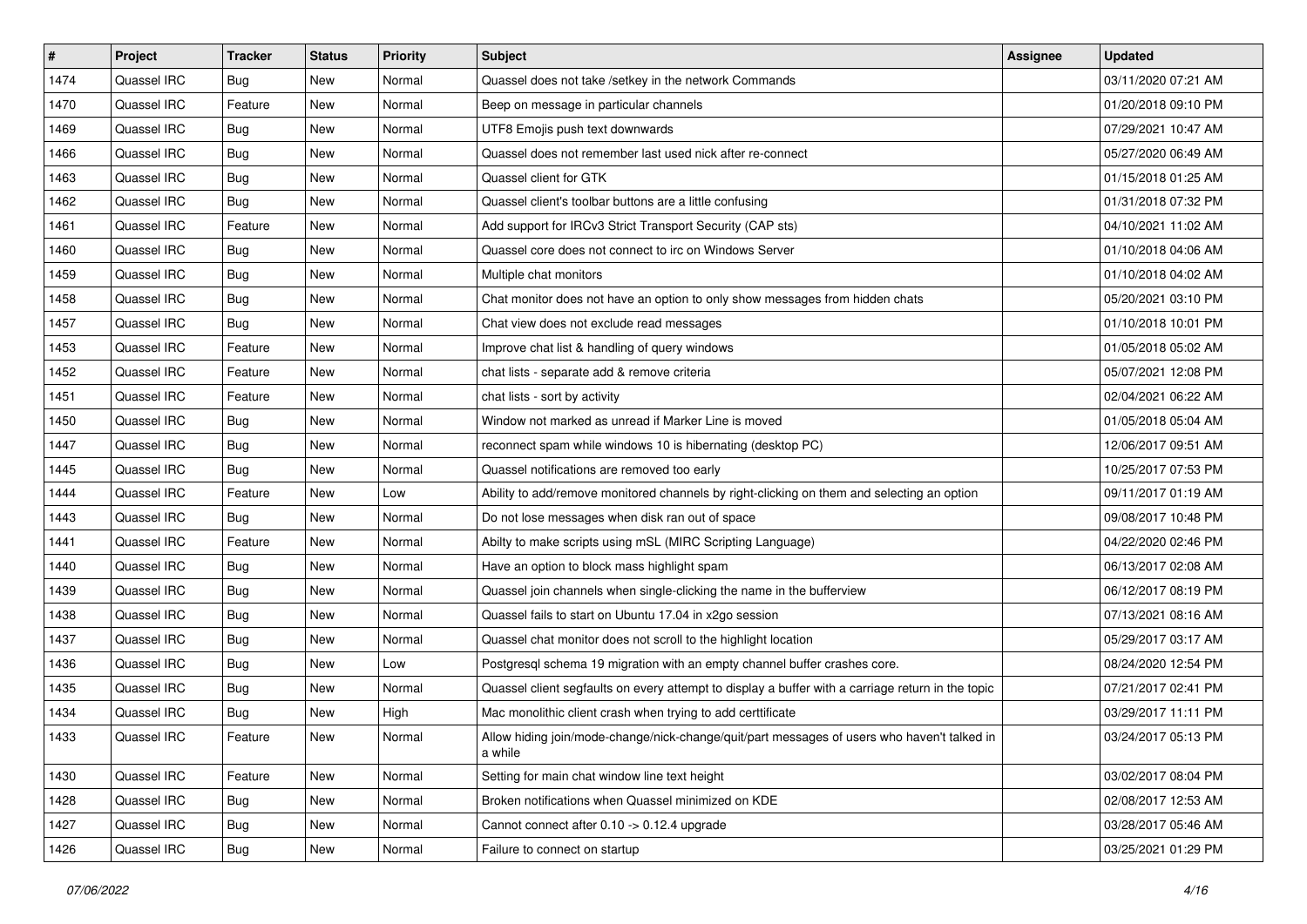| # | Project | Tracker | Status | Priority | Subject | Assignee | Updated |
|---|---|---|---|---|---|---|---|
| 1474 | Quassel IRC | Bug | New | Normal | Quassel does not take /setkey in the network Commands | | 03/11/2020 07:21 AM |
| 1470 | Quassel IRC | Feature | New | Normal | Beep on message in particular channels | | 01/20/2018 09:10 PM |
| 1469 | Quassel IRC | Bug | New | Normal | UTF8 Emojis push text downwards | | 07/29/2021 10:47 AM |
| 1466 | Quassel IRC | Bug | New | Normal | Quassel does not remember last used nick after re-connect | | 05/27/2020 06:49 AM |
| 1463 | Quassel IRC | Bug | New | Normal | Quassel client for GTK | | 01/15/2018 01:25 AM |
| 1462 | Quassel IRC | Bug | New | Normal | Quassel client's toolbar buttons are a little confusing | | 01/31/2018 07:32 PM |
| 1461 | Quassel IRC | Feature | New | Normal | Add support for IRCv3 Strict Transport Security (CAP sts) | | 04/10/2021 11:02 AM |
| 1460 | Quassel IRC | Bug | New | Normal | Quassel core does not connect to irc on Windows Server | | 01/10/2018 04:06 AM |
| 1459 | Quassel IRC | Bug | New | Normal | Multiple chat monitors | | 01/10/2018 04:02 AM |
| 1458 | Quassel IRC | Bug | New | Normal | Chat monitor does not have an option to only show messages from hidden chats | | 05/20/2021 03:10 PM |
| 1457 | Quassel IRC | Bug | New | Normal | Chat view does not exclude read messages | | 01/10/2018 10:01 PM |
| 1453 | Quassel IRC | Feature | New | Normal | Improve chat list & handling of query windows | | 01/05/2018 05:02 AM |
| 1452 | Quassel IRC | Feature | New | Normal | chat lists - separate add & remove criteria | | 05/07/2021 12:08 PM |
| 1451 | Quassel IRC | Feature | New | Normal | chat lists - sort by activity | | 02/04/2021 06:22 AM |
| 1450 | Quassel IRC | Bug | New | Normal | Window not marked as unread if Marker Line is moved | | 01/05/2018 05:04 AM |
| 1447 | Quassel IRC | Bug | New | Normal | reconnect spam while windows 10 is hibernating (desktop PC) | | 12/06/2017 09:51 AM |
| 1445 | Quassel IRC | Bug | New | Normal | Quassel notifications are removed too early | | 10/25/2017 07:53 PM |
| 1444 | Quassel IRC | Feature | New | Low | Ability to add/remove monitored channels by right-clicking on them and selecting an option | | 09/11/2017 01:19 AM |
| 1443 | Quassel IRC | Bug | New | Normal | Do not lose messages when disk ran out of space | | 09/08/2017 10:48 PM |
| 1441 | Quassel IRC | Feature | New | Normal | Abilty to make scripts using mSL (MIRC Scripting Language) | | 04/22/2020 02:46 PM |
| 1440 | Quassel IRC | Bug | New | Normal | Have an option to block mass highlight spam | | 06/13/2017 02:08 AM |
| 1439 | Quassel IRC | Bug | New | Normal | Quassel join channels when single-clicking the name in the bufferview | | 06/12/2017 08:19 PM |
| 1438 | Quassel IRC | Bug | New | Normal | Quassel fails to start on Ubuntu 17.04 in x2go session | | 07/13/2021 08:16 AM |
| 1437 | Quassel IRC | Bug | New | Normal | Quassel chat monitor does not scroll to the highlight location | | 05/29/2017 03:17 AM |
| 1436 | Quassel IRC | Bug | New | Low | Postgresql schema 19 migration with an empty channel buffer crashes core. | | 08/24/2020 12:54 PM |
| 1435 | Quassel IRC | Bug | New | Normal | Quassel client segfaults on every attempt to display a buffer with a carriage return in the topic | | 07/21/2017 02:41 PM |
| 1434 | Quassel IRC | Bug | New | High | Mac monolithic client crash when trying to add certtificate | | 03/29/2017 11:11 PM |
| 1433 | Quassel IRC | Feature | New | Normal | Allow hiding join/mode-change/nick-change/quit/part messages of users who haven't talked in a while | | 03/24/2017 05:13 PM |
| 1430 | Quassel IRC | Feature | New | Normal | Setting for main chat window line text height | | 03/02/2017 08:04 PM |
| 1428 | Quassel IRC | Bug | New | Normal | Broken notifications when Quassel minimized on KDE | | 02/08/2017 12:53 AM |
| 1427 | Quassel IRC | Bug | New | Normal | Cannot connect after 0.10 -> 0.12.4 upgrade | | 03/28/2017 05:46 AM |
| 1426 | Quassel IRC | Bug | New | Normal | Failure to connect on startup | | 03/25/2021 01:29 PM |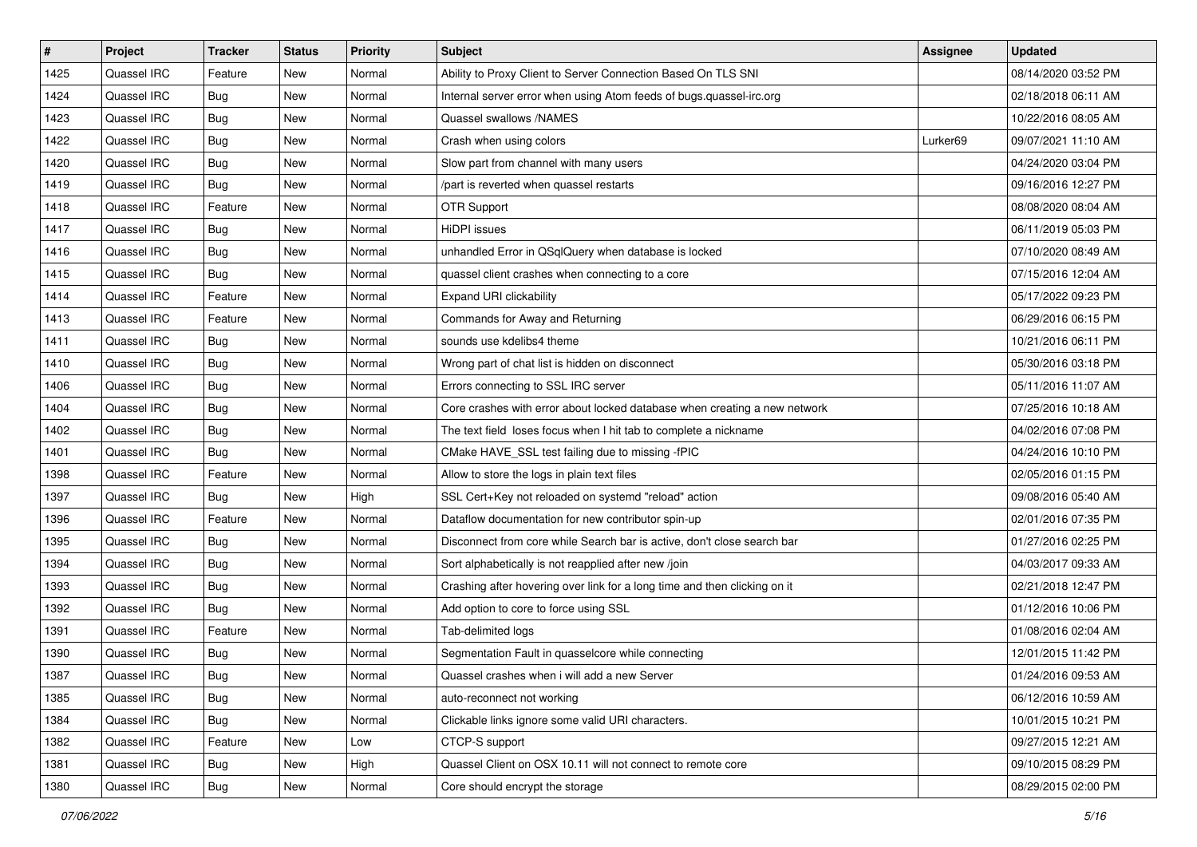| # | Project | Tracker | Status | Priority | Subject | Assignee | Updated |
|---|---|---|---|---|---|---|---|
| 1425 | Quassel IRC | Feature | New | Normal | Ability to Proxy Client to Server Connection Based On TLS SNI | | 08/14/2020 03:52 PM |
| 1424 | Quassel IRC | Bug | New | Normal | Internal server error when using Atom feeds of bugs.quassel-irc.org | | 02/18/2018 06:11 AM |
| 1423 | Quassel IRC | Bug | New | Normal | Quassel swallows /NAMES | | 10/22/2016 08:05 AM |
| 1422 | Quassel IRC | Bug | New | Normal | Crash when using colors | Lurker69 | 09/07/2021 11:10 AM |
| 1420 | Quassel IRC | Bug | New | Normal | Slow part from channel with many users | | 04/24/2020 03:04 PM |
| 1419 | Quassel IRC | Bug | New | Normal | /part is reverted when quassel restarts | | 09/16/2016 12:27 PM |
| 1418 | Quassel IRC | Feature | New | Normal | OTR Support | | 08/08/2020 08:04 AM |
| 1417 | Quassel IRC | Bug | New | Normal | HiDPI issues | | 06/11/2019 05:03 PM |
| 1416 | Quassel IRC | Bug | New | Normal | unhandled Error in QSqlQuery when database is locked | | 07/10/2020 08:49 AM |
| 1415 | Quassel IRC | Bug | New | Normal | quassel client crashes when connecting to a core | | 07/15/2016 12:04 AM |
| 1414 | Quassel IRC | Feature | New | Normal | Expand URI clickability | | 05/17/2022 09:23 PM |
| 1413 | Quassel IRC | Feature | New | Normal | Commands for Away and Returning | | 06/29/2016 06:15 PM |
| 1411 | Quassel IRC | Bug | New | Normal | sounds use kdelibs4 theme | | 10/21/2016 06:11 PM |
| 1410 | Quassel IRC | Bug | New | Normal | Wrong part of chat list is hidden on disconnect | | 05/30/2016 03:18 PM |
| 1406 | Quassel IRC | Bug | New | Normal | Errors connecting to SSL IRC server | | 05/11/2016 11:07 AM |
| 1404 | Quassel IRC | Bug | New | Normal | Core crashes with error about locked database when creating a new network | | 07/25/2016 10:18 AM |
| 1402 | Quassel IRC | Bug | New | Normal | The text field loses focus when I hit tab to complete a nickname | | 04/02/2016 07:08 PM |
| 1401 | Quassel IRC | Bug | New | Normal | CMake HAVE_SSL test failing due to missing -fPIC | | 04/24/2016 10:10 PM |
| 1398 | Quassel IRC | Feature | New | Normal | Allow to store the logs in plain text files | | 02/05/2016 01:15 PM |
| 1397 | Quassel IRC | Bug | New | High | SSL Cert+Key not reloaded on systemd "reload" action | | 09/08/2016 05:40 AM |
| 1396 | Quassel IRC | Feature | New | Normal | Dataflow documentation for new contributor spin-up | | 02/01/2016 07:35 PM |
| 1395 | Quassel IRC | Bug | New | Normal | Disconnect from core while Search bar is active, don't close search bar | | 01/27/2016 02:25 PM |
| 1394 | Quassel IRC | Bug | New | Normal | Sort alphabetically is not reapplied after new /join | | 04/03/2017 09:33 AM |
| 1393 | Quassel IRC | Bug | New | Normal | Crashing after hovering over link for a long time and then clicking on it | | 02/21/2018 12:47 PM |
| 1392 | Quassel IRC | Bug | New | Normal | Add option to core to force using SSL | | 01/12/2016 10:06 PM |
| 1391 | Quassel IRC | Feature | New | Normal | Tab-delimited logs | | 01/08/2016 02:04 AM |
| 1390 | Quassel IRC | Bug | New | Normal | Segmentation Fault in quasselcore while connecting | | 12/01/2015 11:42 PM |
| 1387 | Quassel IRC | Bug | New | Normal | Quassel crashes when i will add a new Server | | 01/24/2016 09:53 AM |
| 1385 | Quassel IRC | Bug | New | Normal | auto-reconnect not working | | 06/12/2016 10:59 AM |
| 1384 | Quassel IRC | Bug | New | Normal | Clickable links ignore some valid URI characters. | | 10/01/2015 10:21 PM |
| 1382 | Quassel IRC | Feature | New | Low | CTCP-S support | | 09/27/2015 12:21 AM |
| 1381 | Quassel IRC | Bug | New | High | Quassel Client on OSX 10.11 will not connect to remote core | | 09/10/2015 08:29 PM |
| 1380 | Quassel IRC | Bug | New | Normal | Core should encrypt the storage | | 08/29/2015 02:00 PM |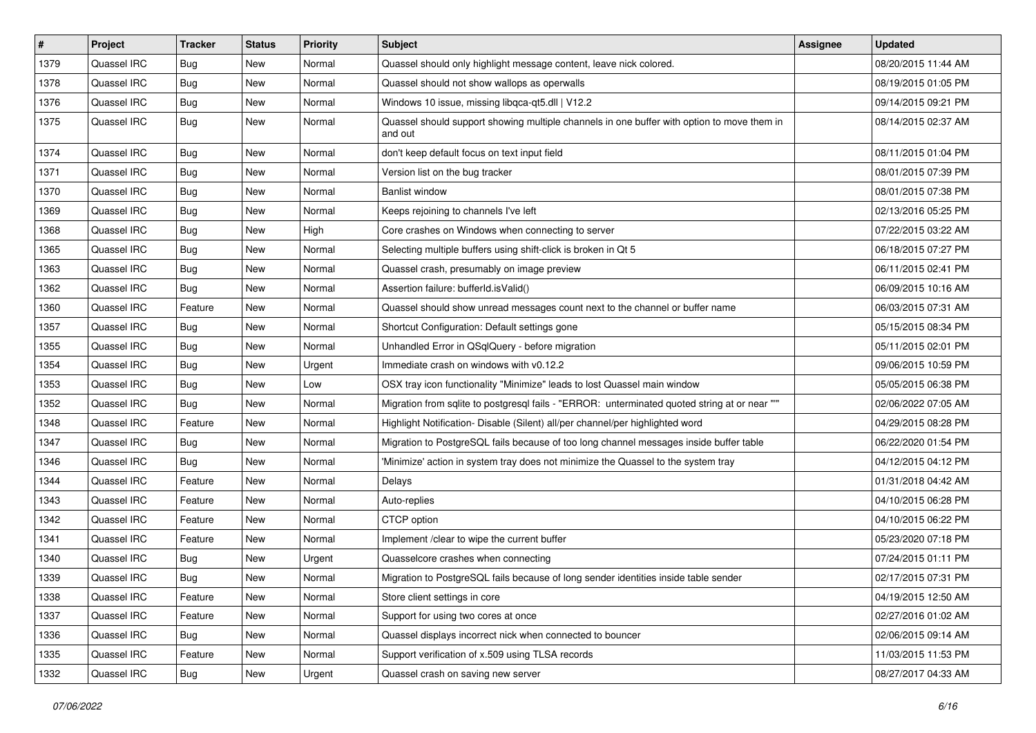| # | Project | Tracker | Status | Priority | Subject | Assignee | Updated |
|---|---|---|---|---|---|---|---|
| 1379 | Quassel IRC | Bug | New | Normal | Quassel should only highlight message content, leave nick colored. | | 08/20/2015 11:44 AM |
| 1378 | Quassel IRC | Bug | New | Normal | Quassel should not show wallops as operwalls | | 08/19/2015 01:05 PM |
| 1376 | Quassel IRC | Bug | New | Normal | Windows 10 issue, missing libqca-qt5.dll \| V12.2 | | 09/14/2015 09:21 PM |
| 1375 | Quassel IRC | Bug | New | Normal | Quassel should support showing multiple channels in one buffer with option to move them in and out | | 08/14/2015 02:37 AM |
| 1374 | Quassel IRC | Bug | New | Normal | don't keep default focus on text input field | | 08/11/2015 01:04 PM |
| 1371 | Quassel IRC | Bug | New | Normal | Version list on the bug tracker | | 08/01/2015 07:39 PM |
| 1370 | Quassel IRC | Bug | New | Normal | Banlist window | | 08/01/2015 07:38 PM |
| 1369 | Quassel IRC | Bug | New | Normal | Keeps rejoining to channels I've left | | 02/13/2016 05:25 PM |
| 1368 | Quassel IRC | Bug | New | High | Core crashes on Windows when connecting to server | | 07/22/2015 03:22 AM |
| 1365 | Quassel IRC | Bug | New | Normal | Selecting multiple buffers using shift-click is broken in Qt 5 | | 06/18/2015 07:27 PM |
| 1363 | Quassel IRC | Bug | New | Normal | Quassel crash, presumably on image preview | | 06/11/2015 02:41 PM |
| 1362 | Quassel IRC | Bug | New | Normal | Assertion failure: bufferId.isValid() | | 06/09/2015 10:16 AM |
| 1360 | Quassel IRC | Feature | New | Normal | Quassel should show unread messages count next to the channel or buffer name | | 06/03/2015 07:31 AM |
| 1357 | Quassel IRC | Bug | New | Normal | Shortcut Configuration: Default settings gone | | 05/15/2015 08:34 PM |
| 1355 | Quassel IRC | Bug | New | Normal | Unhandled Error in QSqlQuery - before migration | | 05/11/2015 02:01 PM |
| 1354 | Quassel IRC | Bug | New | Urgent | Immediate crash on windows with v0.12.2 | | 09/06/2015 10:59 PM |
| 1353 | Quassel IRC | Bug | New | Low | OSX tray icon functionality "Minimize" leads to lost Quassel main window | | 05/05/2015 06:38 PM |
| 1352 | Quassel IRC | Bug | New | Normal | Migration from sqlite to postgresql fails - "ERROR: unterminated quoted string at or near "" | | 02/06/2022 07:05 AM |
| 1348 | Quassel IRC | Feature | New | Normal | Highlight Notification- Disable (Silent) all/per channel/per highlighted word | | 04/29/2015 08:28 PM |
| 1347 | Quassel IRC | Bug | New | Normal | Migration to PostgreSQL fails because of too long channel messages inside buffer table | | 06/22/2020 01:54 PM |
| 1346 | Quassel IRC | Bug | New | Normal | 'Minimize' action in system tray does not minimize the Quassel to the system tray | | 04/12/2015 04:12 PM |
| 1344 | Quassel IRC | Feature | New | Normal | Delays | | 01/31/2018 04:42 AM |
| 1343 | Quassel IRC | Feature | New | Normal | Auto-replies | | 04/10/2015 06:28 PM |
| 1342 | Quassel IRC | Feature | New | Normal | CTCP option | | 04/10/2015 06:22 PM |
| 1341 | Quassel IRC | Feature | New | Normal | Implement /clear to wipe the current buffer | | 05/23/2020 07:18 PM |
| 1340 | Quassel IRC | Bug | New | Urgent | Quasselcore crashes when connecting | | 07/24/2015 01:11 PM |
| 1339 | Quassel IRC | Bug | New | Normal | Migration to PostgreSQL fails because of long sender identities inside table sender | | 02/17/2015 07:31 PM |
| 1338 | Quassel IRC | Feature | New | Normal | Store client settings in core | | 04/19/2015 12:50 AM |
| 1337 | Quassel IRC | Feature | New | Normal | Support for using two cores at once | | 02/27/2016 01:02 AM |
| 1336 | Quassel IRC | Bug | New | Normal | Quassel displays incorrect nick when connected to bouncer | | 02/06/2015 09:14 AM |
| 1335 | Quassel IRC | Feature | New | Normal | Support verification of x.509 using TLSA records | | 11/03/2015 11:53 PM |
| 1332 | Quassel IRC | Bug | New | Urgent | Quassel crash on saving new server | | 08/27/2017 04:33 AM |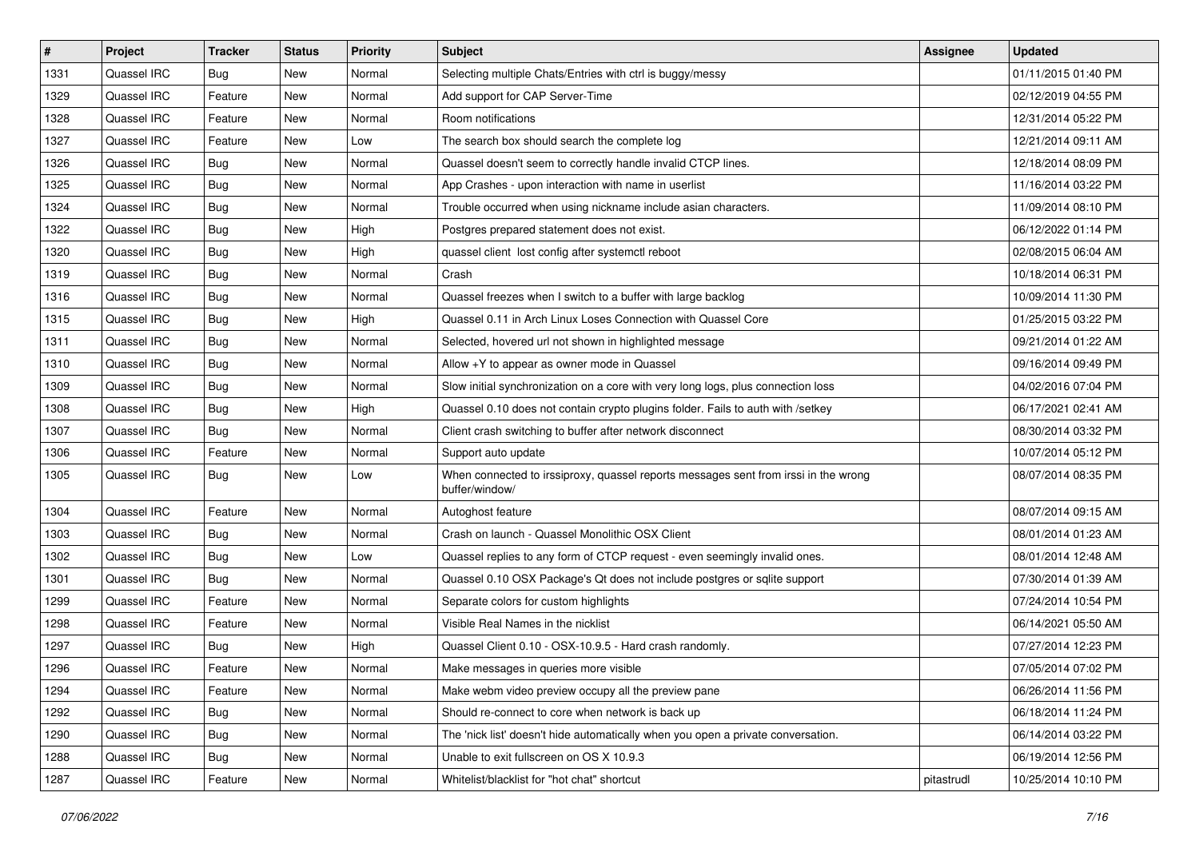| # | Project | Tracker | Status | Priority | Subject | Assignee | Updated |
|---|---|---|---|---|---|---|---|
| 1331 | Quassel IRC | Bug | New | Normal | Selecting multiple Chats/Entries with ctrl is buggy/messy | | 01/11/2015 01:40 PM |
| 1329 | Quassel IRC | Feature | New | Normal | Add support for CAP Server-Time | | 02/12/2019 04:55 PM |
| 1328 | Quassel IRC | Feature | New | Normal | Room notifications | | 12/31/2014 05:22 PM |
| 1327 | Quassel IRC | Feature | New | Low | The search box should search the complete log | | 12/21/2014 09:11 AM |
| 1326 | Quassel IRC | Bug | New | Normal | Quassel doesn't seem to correctly handle invalid CTCP lines. | | 12/18/2014 08:09 PM |
| 1325 | Quassel IRC | Bug | New | Normal | App Crashes - upon interaction with name in userlist | | 11/16/2014 03:22 PM |
| 1324 | Quassel IRC | Bug | New | Normal | Trouble occurred when using nickname include asian characters. | | 11/09/2014 08:10 PM |
| 1322 | Quassel IRC | Bug | New | High | Postgres prepared statement does not exist. | | 06/12/2022 01:14 PM |
| 1320 | Quassel IRC | Bug | New | High | quassel client lost config after systemctl reboot | | 02/08/2015 06:04 AM |
| 1319 | Quassel IRC | Bug | New | Normal | Crash | | 10/18/2014 06:31 PM |
| 1316 | Quassel IRC | Bug | New | Normal | Quassel freezes when I switch to a buffer with large backlog | | 10/09/2014 11:30 PM |
| 1315 | Quassel IRC | Bug | New | High | Quassel 0.11 in Arch Linux Loses Connection with Quassel Core | | 01/25/2015 03:22 PM |
| 1311 | Quassel IRC | Bug | New | Normal | Selected, hovered url not shown in highlighted message | | 09/21/2014 01:22 AM |
| 1310 | Quassel IRC | Bug | New | Normal | Allow +Y to appear as owner mode in Quassel | | 09/16/2014 09:49 PM |
| 1309 | Quassel IRC | Bug | New | Normal | Slow initial synchronization on a core with very long logs, plus connection loss | | 04/02/2016 07:04 PM |
| 1308 | Quassel IRC | Bug | New | High | Quassel 0.10 does not contain crypto plugins folder. Fails to auth with /setkey | | 06/17/2021 02:41 AM |
| 1307 | Quassel IRC | Bug | New | Normal | Client crash switching to buffer after network disconnect | | 08/30/2014 03:32 PM |
| 1306 | Quassel IRC | Feature | New | Normal | Support auto update | | 10/07/2014 05:12 PM |
| 1305 | Quassel IRC | Bug | New | Low | When connected to irssiproxy, quassel reports messages sent from irssi in the wrong buffer/window/ | | 08/07/2014 08:35 PM |
| 1304 | Quassel IRC | Feature | New | Normal | Autoghost feature | | 08/07/2014 09:15 AM |
| 1303 | Quassel IRC | Bug | New | Normal | Crash on launch - Quassel Monolithic OSX Client | | 08/01/2014 01:23 AM |
| 1302 | Quassel IRC | Bug | New | Low | Quassel replies to any form of CTCP request - even seemingly invalid ones. | | 08/01/2014 12:48 AM |
| 1301 | Quassel IRC | Bug | New | Normal | Quassel 0.10 OSX Package's Qt does not include postgres or sqlite support | | 07/30/2014 01:39 AM |
| 1299 | Quassel IRC | Feature | New | Normal | Separate colors for custom highlights | | 07/24/2014 10:54 PM |
| 1298 | Quassel IRC | Feature | New | Normal | Visible Real Names in the nicklist | | 06/14/2021 05:50 AM |
| 1297 | Quassel IRC | Bug | New | High | Quassel Client 0.10 - OSX-10.9.5 - Hard crash randomly. | | 07/27/2014 12:23 PM |
| 1296 | Quassel IRC | Feature | New | Normal | Make messages in queries more visible | | 07/05/2014 07:02 PM |
| 1294 | Quassel IRC | Feature | New | Normal | Make webm video preview occupy all the preview pane | | 06/26/2014 11:56 PM |
| 1292 | Quassel IRC | Bug | New | Normal | Should re-connect to core when network is back up | | 06/18/2014 11:24 PM |
| 1290 | Quassel IRC | Bug | New | Normal | The 'nick list' doesn't hide automatically when you open a private conversation. | | 06/14/2014 03:22 PM |
| 1288 | Quassel IRC | Bug | New | Normal | Unable to exit fullscreen on OS X 10.9.3 | | 06/19/2014 12:56 PM |
| 1287 | Quassel IRC | Feature | New | Normal | Whitelist/blacklist for "hot chat" shortcut | pitastrudl | 10/25/2014 10:10 PM |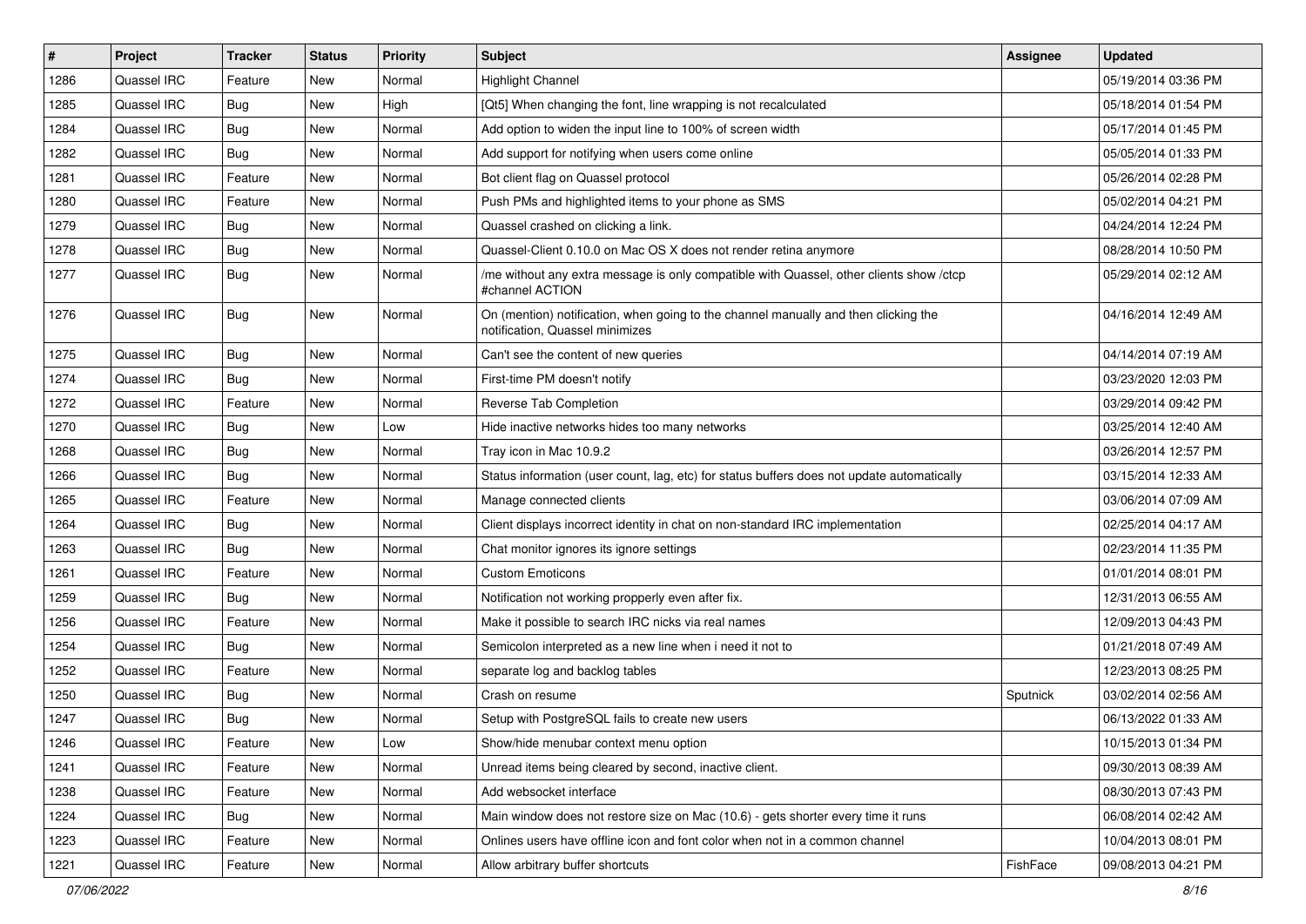| # | Project | Tracker | Status | Priority | Subject | Assignee | Updated |
| --- | --- | --- | --- | --- | --- | --- | --- |
| 1286 | Quassel IRC | Feature | New | Normal | Highlight Channel | | 05/19/2014 03:36 PM |
| 1285 | Quassel IRC | Bug | New | High | [Qt5] When changing the font, line wrapping is not recalculated | | 05/18/2014 01:54 PM |
| 1284 | Quassel IRC | Bug | New | Normal | Add option to widen the input line to 100% of screen width | | 05/17/2014 01:45 PM |
| 1282 | Quassel IRC | Bug | New | Normal | Add support for notifying when users come online | | 05/05/2014 01:33 PM |
| 1281 | Quassel IRC | Feature | New | Normal | Bot client flag on Quassel protocol | | 05/26/2014 02:28 PM |
| 1280 | Quassel IRC | Feature | New | Normal | Push PMs and highlighted items to your phone as SMS | | 05/02/2014 04:21 PM |
| 1279 | Quassel IRC | Bug | New | Normal | Quassel crashed on clicking a link. | | 04/24/2014 12:24 PM |
| 1278 | Quassel IRC | Bug | New | Normal | Quassel-Client 0.10.0 on Mac OS X does not render retina anymore | | 08/28/2014 10:50 PM |
| 1277 | Quassel IRC | Bug | New | Normal | /me without any extra message is only compatible with Quassel, other clients show /ctcp #channel ACTION | | 05/29/2014 02:12 AM |
| 1276 | Quassel IRC | Bug | New | Normal | On (mention) notification, when going to the channel manually and then clicking the notification, Quassel minimizes | | 04/16/2014 12:49 AM |
| 1275 | Quassel IRC | Bug | New | Normal | Can't see the content of new queries | | 04/14/2014 07:19 AM |
| 1274 | Quassel IRC | Bug | New | Normal | First-time PM doesn't notify | | 03/23/2020 12:03 PM |
| 1272 | Quassel IRC | Feature | New | Normal | Reverse Tab Completion | | 03/29/2014 09:42 PM |
| 1270 | Quassel IRC | Bug | New | Low | Hide inactive networks hides too many networks | | 03/25/2014 12:40 AM |
| 1268 | Quassel IRC | Bug | New | Normal | Tray icon in Mac 10.9.2 | | 03/26/2014 12:57 PM |
| 1266 | Quassel IRC | Bug | New | Normal | Status information (user count, lag, etc) for status buffers does not update automatically | | 03/15/2014 12:33 AM |
| 1265 | Quassel IRC | Feature | New | Normal | Manage connected clients | | 03/06/2014 07:09 AM |
| 1264 | Quassel IRC | Bug | New | Normal | Client displays incorrect identity in chat on non-standard IRC implementation | | 02/25/2014 04:17 AM |
| 1263 | Quassel IRC | Bug | New | Normal | Chat monitor ignores its ignore settings | | 02/23/2014 11:35 PM |
| 1261 | Quassel IRC | Feature | New | Normal | Custom Emoticons | | 01/01/2014 08:01 PM |
| 1259 | Quassel IRC | Bug | New | Normal | Notification not working propperly even after fix. | | 12/31/2013 06:55 AM |
| 1256 | Quassel IRC | Feature | New | Normal | Make it possible to search IRC nicks via real names | | 12/09/2013 04:43 PM |
| 1254 | Quassel IRC | Bug | New | Normal | Semicolon interpreted as a new line when i need it not to | | 01/21/2018 07:49 AM |
| 1252 | Quassel IRC | Feature | New | Normal | separate log and backlog tables | | 12/23/2013 08:25 PM |
| 1250 | Quassel IRC | Bug | New | Normal | Crash on resume | Sputnick | 03/02/2014 02:56 AM |
| 1247 | Quassel IRC | Bug | New | Normal | Setup with PostgreSQL fails to create new users | | 06/13/2022 01:33 AM |
| 1246 | Quassel IRC | Feature | New | Low | Show/hide menubar context menu option | | 10/15/2013 01:34 PM |
| 1241 | Quassel IRC | Feature | New | Normal | Unread items being cleared by second, inactive client. | | 09/30/2013 08:39 AM |
| 1238 | Quassel IRC | Feature | New | Normal | Add websocket interface | | 08/30/2013 07:43 PM |
| 1224 | Quassel IRC | Bug | New | Normal | Main window does not restore size on Mac (10.6) - gets shorter every time it runs | | 06/08/2014 02:42 AM |
| 1223 | Quassel IRC | Feature | New | Normal | Onlines users have offline icon and font color when not in a common channel | | 10/04/2013 08:01 PM |
| 1221 | Quassel IRC | Feature | New | Normal | Allow arbitrary buffer shortcuts | FishFace | 09/08/2013 04:21 PM |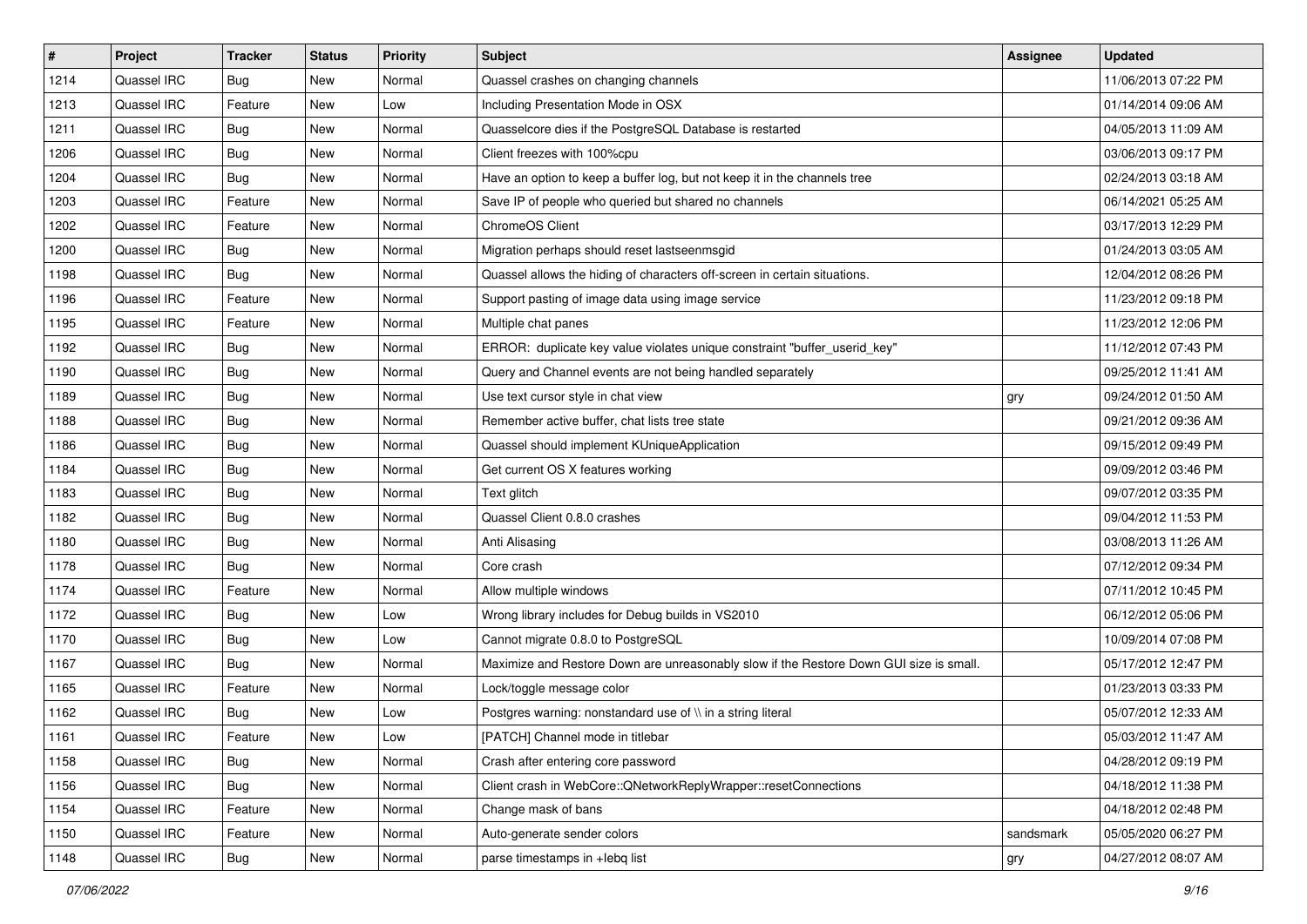| # | Project | Tracker | Status | Priority | Subject | Assignee | Updated |
|---|---|---|---|---|---|---|---|
| 1214 | Quassel IRC | Bug | New | Normal | Quassel crashes on changing channels | | 11/06/2013 07:22 PM |
| 1213 | Quassel IRC | Feature | New | Low | Including Presentation Mode in OSX | | 01/14/2014 09:06 AM |
| 1211 | Quassel IRC | Bug | New | Normal | Quasselcore dies if the PostgreSQL Database is restarted | | 04/05/2013 11:09 AM |
| 1206 | Quassel IRC | Bug | New | Normal | Client freezes with 100%cpu | | 03/06/2013 09:17 PM |
| 1204 | Quassel IRC | Bug | New | Normal | Have an option to keep a buffer log, but not keep it in the channels tree | | 02/24/2013 03:18 AM |
| 1203 | Quassel IRC | Feature | New | Normal | Save IP of people who queried but shared no channels | | 06/14/2021 05:25 AM |
| 1202 | Quassel IRC | Feature | New | Normal | ChromeOS Client | | 03/17/2013 12:29 PM |
| 1200 | Quassel IRC | Bug | New | Normal | Migration perhaps should reset lastseenmsgid | | 01/24/2013 03:05 AM |
| 1198 | Quassel IRC | Bug | New | Normal | Quassel allows the hiding of characters off-screen in certain situations. | | 12/04/2012 08:26 PM |
| 1196 | Quassel IRC | Feature | New | Normal | Support pasting of image data using image service | | 11/23/2012 09:18 PM |
| 1195 | Quassel IRC | Feature | New | Normal | Multiple chat panes | | 11/23/2012 12:06 PM |
| 1192 | Quassel IRC | Bug | New | Normal | ERROR: duplicate key value violates unique constraint "buffer_userid_key" | | 11/12/2012 07:43 PM |
| 1190 | Quassel IRC | Bug | New | Normal | Query and Channel events are not being handled separately | | 09/25/2012 11:41 AM |
| 1189 | Quassel IRC | Bug | New | Normal | Use text cursor style in chat view | gry | 09/24/2012 01:50 AM |
| 1188 | Quassel IRC | Bug | New | Normal | Remember active buffer, chat lists tree state | | 09/21/2012 09:36 AM |
| 1186 | Quassel IRC | Bug | New | Normal | Quassel should implement KUniqueApplication | | 09/15/2012 09:49 PM |
| 1184 | Quassel IRC | Bug | New | Normal | Get current OS X features working | | 09/09/2012 03:46 PM |
| 1183 | Quassel IRC | Bug | New | Normal | Text glitch | | 09/07/2012 03:35 PM |
| 1182 | Quassel IRC | Bug | New | Normal | Quassel Client 0.8.0 crashes | | 09/04/2012 11:53 PM |
| 1180 | Quassel IRC | Bug | New | Normal | Anti Alisasing | | 03/08/2013 11:26 AM |
| 1178 | Quassel IRC | Bug | New | Normal | Core crash | | 07/12/2012 09:34 PM |
| 1174 | Quassel IRC | Feature | New | Normal | Allow multiple windows | | 07/11/2012 10:45 PM |
| 1172 | Quassel IRC | Bug | New | Low | Wrong library includes for Debug builds in VS2010 | | 06/12/2012 05:06 PM |
| 1170 | Quassel IRC | Bug | New | Low | Cannot migrate 0.8.0 to PostgreSQL | | 10/09/2014 07:08 PM |
| 1167 | Quassel IRC | Bug | New | Normal | Maximize and Restore Down are unreasonably slow if the Restore Down GUI size is small. | | 05/17/2012 12:47 PM |
| 1165 | Quassel IRC | Feature | New | Normal | Lock/toggle message color | | 01/23/2013 03:33 PM |
| 1162 | Quassel IRC | Bug | New | Low | Postgres warning: nonstandard use of \\ in a string literal | | 05/07/2012 12:33 AM |
| 1161 | Quassel IRC | Feature | New | Low | [PATCH] Channel mode in titlebar | | 05/03/2012 11:47 AM |
| 1158 | Quassel IRC | Bug | New | Normal | Crash after entering core password | | 04/28/2012 09:19 PM |
| 1156 | Quassel IRC | Bug | New | Normal | Client crash in WebCore::QNetworkReplyWrapper::resetConnections | | 04/18/2012 11:38 PM |
| 1154 | Quassel IRC | Feature | New | Normal | Change mask of bans | | 04/18/2012 02:48 PM |
| 1150 | Quassel IRC | Feature | New | Normal | Auto-generate sender colors | sandsmark | 05/05/2020 06:27 PM |
| 1148 | Quassel IRC | Bug | New | Normal | parse timestamps in +lebq list | gry | 04/27/2012 08:07 AM |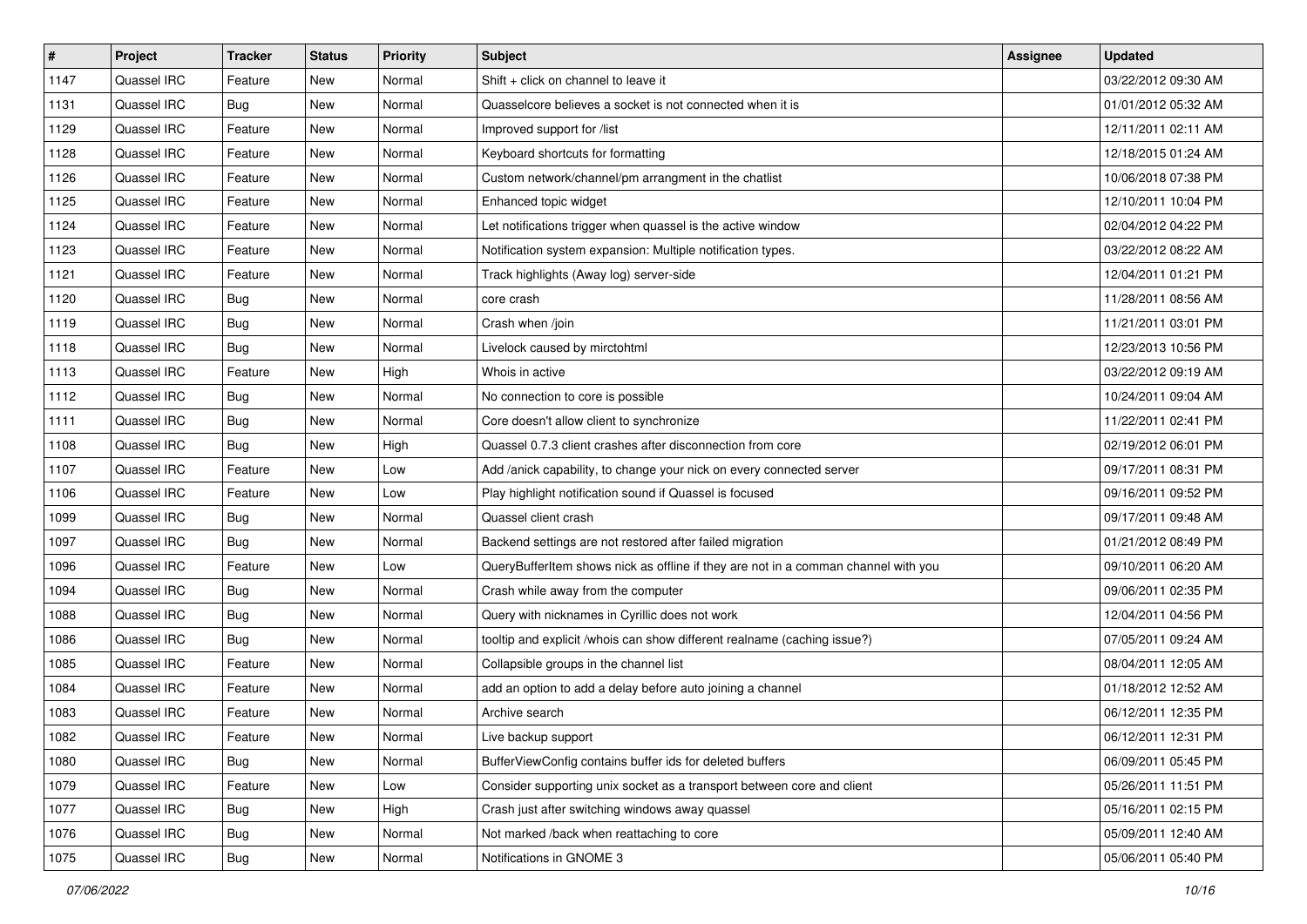| # | Project | Tracker | Status | Priority | Subject | Assignee | Updated |
|---|---|---|---|---|---|---|---|
| 1147 | Quassel IRC | Feature | New | Normal | Shift + click on channel to leave it | | 03/22/2012 09:30 AM |
| 1131 | Quassel IRC | Bug | New | Normal | Quasselcore believes a socket is not connected when it is | | 01/01/2012 05:32 AM |
| 1129 | Quassel IRC | Feature | New | Normal | Improved support for /list | | 12/11/2011 02:11 AM |
| 1128 | Quassel IRC | Feature | New | Normal | Keyboard shortcuts for formatting | | 12/18/2015 01:24 AM |
| 1126 | Quassel IRC | Feature | New | Normal | Custom network/channel/pm arrangment in the chatlist | | 10/06/2018 07:38 PM |
| 1125 | Quassel IRC | Feature | New | Normal | Enhanced topic widget | | 12/10/2011 10:04 PM |
| 1124 | Quassel IRC | Feature | New | Normal | Let notifications trigger when quassel is the active window | | 02/04/2012 04:22 PM |
| 1123 | Quassel IRC | Feature | New | Normal | Notification system expansion: Multiple notification types. | | 03/22/2012 08:22 AM |
| 1121 | Quassel IRC | Feature | New | Normal | Track highlights (Away log) server-side | | 12/04/2011 01:21 PM |
| 1120 | Quassel IRC | Bug | New | Normal | core crash | | 11/28/2011 08:56 AM |
| 1119 | Quassel IRC | Bug | New | Normal | Crash when /join | | 11/21/2011 03:01 PM |
| 1118 | Quassel IRC | Bug | New | Normal | Livelock caused by mirctohtml | | 12/23/2013 10:56 PM |
| 1113 | Quassel IRC | Feature | New | High | Whois in active | | 03/22/2012 09:19 AM |
| 1112 | Quassel IRC | Bug | New | Normal | No connection to core is possible | | 10/24/2011 09:04 AM |
| 1111 | Quassel IRC | Bug | New | Normal | Core doesn't allow client to synchronize | | 11/22/2011 02:41 PM |
| 1108 | Quassel IRC | Bug | New | High | Quassel 0.7.3 client crashes after disconnection from core | | 02/19/2012 06:01 PM |
| 1107 | Quassel IRC | Feature | New | Low | Add /anick capability, to change your nick on every connected server | | 09/17/2011 08:31 PM |
| 1106 | Quassel IRC | Feature | New | Low | Play highlight notification sound if Quassel is focused | | 09/16/2011 09:52 PM |
| 1099 | Quassel IRC | Bug | New | Normal | Quassel client crash | | 09/17/2011 09:48 AM |
| 1097 | Quassel IRC | Bug | New | Normal | Backend settings are not restored after failed migration | | 01/21/2012 08:49 PM |
| 1096 | Quassel IRC | Feature | New | Low | QueryBufferItem shows nick as offline if they are not in a comman channel with you | | 09/10/2011 06:20 AM |
| 1094 | Quassel IRC | Bug | New | Normal | Crash while away from the computer | | 09/06/2011 02:35 PM |
| 1088 | Quassel IRC | Bug | New | Normal | Query with nicknames in Cyrillic does not work | | 12/04/2011 04:56 PM |
| 1086 | Quassel IRC | Bug | New | Normal | tooltip and explicit /whois can show different realname (caching issue?) | | 07/05/2011 09:24 AM |
| 1085 | Quassel IRC | Feature | New | Normal | Collapsible groups in the channel list | | 08/04/2011 12:05 AM |
| 1084 | Quassel IRC | Feature | New | Normal | add an option to add a delay before auto joining a channel | | 01/18/2012 12:52 AM |
| 1083 | Quassel IRC | Feature | New | Normal | Archive search | | 06/12/2011 12:35 PM |
| 1082 | Quassel IRC | Feature | New | Normal | Live backup support | | 06/12/2011 12:31 PM |
| 1080 | Quassel IRC | Bug | New | Normal | BufferViewConfig contains buffer ids for deleted buffers | | 06/09/2011 05:45 PM |
| 1079 | Quassel IRC | Feature | New | Low | Consider supporting unix socket as a transport between core and client | | 05/26/2011 11:51 PM |
| 1077 | Quassel IRC | Bug | New | High | Crash just after switching windows away quassel | | 05/16/2011 02:15 PM |
| 1076 | Quassel IRC | Bug | New | Normal | Not marked /back when reattaching to core | | 05/09/2011 12:40 AM |
| 1075 | Quassel IRC | Bug | New | Normal | Notifications in GNOME 3 | | 05/06/2011 05:40 PM |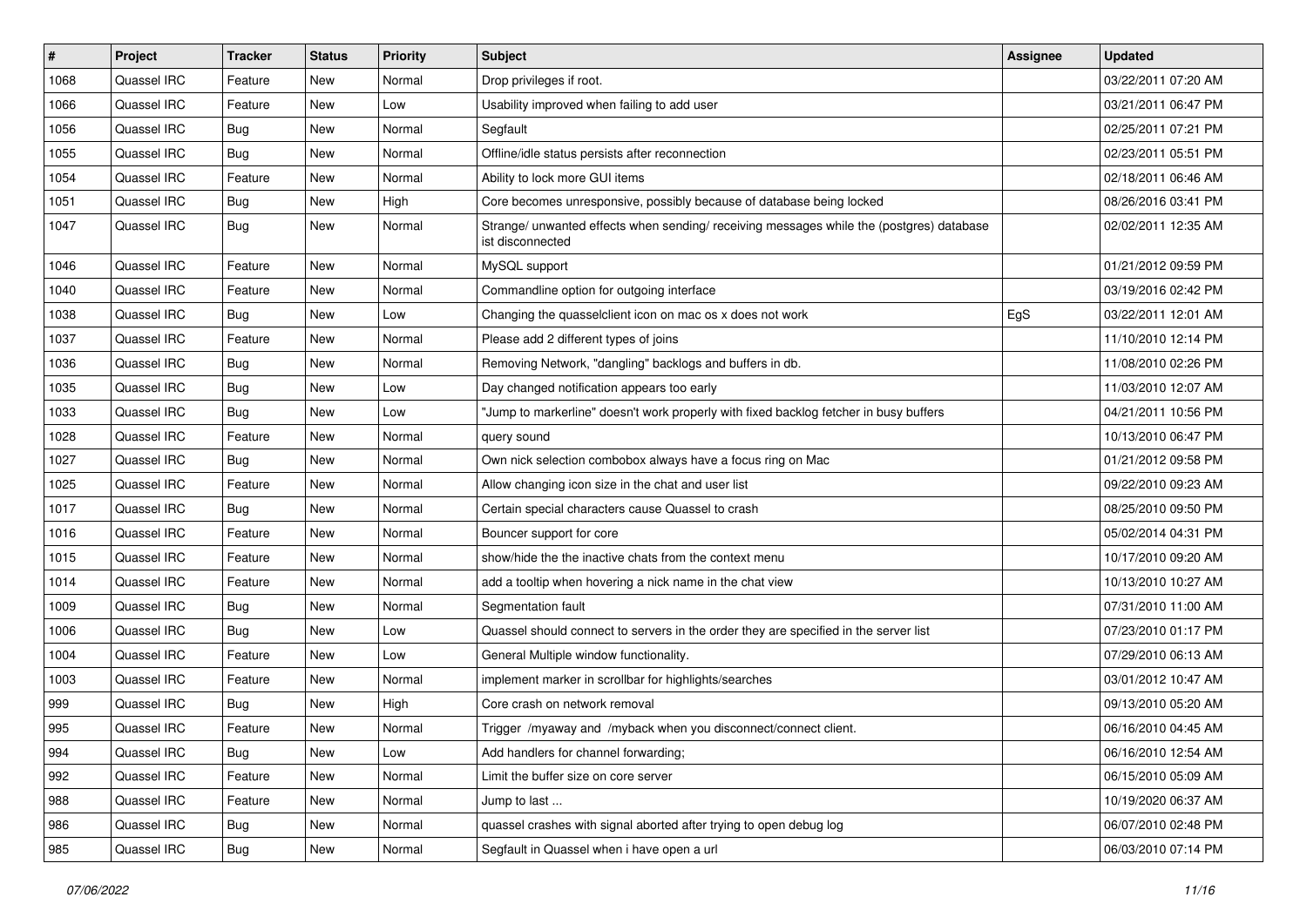| # | Project | Tracker | Status | Priority | Subject | Assignee | Updated |
|---|---|---|---|---|---|---|---|
| 1068 | Quassel IRC | Feature | New | Normal | Drop privileges if root. | | 03/22/2011 07:20 AM |
| 1066 | Quassel IRC | Feature | New | Low | Usability improved when failing to add user | | 03/21/2011 06:47 PM |
| 1056 | Quassel IRC | Bug | New | Normal | Segfault | | 02/25/2011 07:21 PM |
| 1055 | Quassel IRC | Bug | New | Normal | Offline/idle status persists after reconnection | | 02/23/2011 05:51 PM |
| 1054 | Quassel IRC | Feature | New | Normal | Ability to lock more GUI items | | 02/18/2011 06:46 AM |
| 1051 | Quassel IRC | Bug | New | High | Core becomes unresponsive, possibly because of database being locked | | 08/26/2016 03:41 PM |
| 1047 | Quassel IRC | Bug | New | Normal | Strange/ unwanted effects when sending/ receiving messages while the (postgres) database ist disconnected | | 02/02/2011 12:35 AM |
| 1046 | Quassel IRC | Feature | New | Normal | MySQL support | | 01/21/2012 09:59 PM |
| 1040 | Quassel IRC | Feature | New | Normal | Commandline option for outgoing interface | | 03/19/2016 02:42 PM |
| 1038 | Quassel IRC | Bug | New | Low | Changing the quasselclient icon on mac os x does not work | EgS | 03/22/2011 12:01 AM |
| 1037 | Quassel IRC | Feature | New | Normal | Please add 2 different types of joins | | 11/10/2010 12:14 PM |
| 1036 | Quassel IRC | Bug | New | Normal | Removing Network, "dangling" backlogs and buffers in db. | | 11/08/2010 02:26 PM |
| 1035 | Quassel IRC | Bug | New | Low | Day changed notification appears too early | | 11/03/2010 12:07 AM |
| 1033 | Quassel IRC | Bug | New | Low | "Jump to markerline" doesn't work properly with fixed backlog fetcher in busy buffers | | 04/21/2011 10:56 PM |
| 1028 | Quassel IRC | Feature | New | Normal | query sound | | 10/13/2010 06:47 PM |
| 1027 | Quassel IRC | Bug | New | Normal | Own nick selection combobox always have a focus ring on Mac | | 01/21/2012 09:58 PM |
| 1025 | Quassel IRC | Feature | New | Normal | Allow changing icon size in the chat and user list | | 09/22/2010 09:23 AM |
| 1017 | Quassel IRC | Bug | New | Normal | Certain special characters cause Quassel to crash | | 08/25/2010 09:50 PM |
| 1016 | Quassel IRC | Feature | New | Normal | Bouncer support for core | | 05/02/2014 04:31 PM |
| 1015 | Quassel IRC | Feature | New | Normal | show/hide the the inactive chats from the context menu | | 10/17/2010 09:20 AM |
| 1014 | Quassel IRC | Feature | New | Normal | add a tooltip when hovering a nick name in the chat view | | 10/13/2010 10:27 AM |
| 1009 | Quassel IRC | Bug | New | Normal | Segmentation fault | | 07/31/2010 11:00 AM |
| 1006 | Quassel IRC | Bug | New | Low | Quassel should connect to servers in the order they are specified in the server list | | 07/23/2010 01:17 PM |
| 1004 | Quassel IRC | Feature | New | Low | General Multiple window functionality. | | 07/29/2010 06:13 AM |
| 1003 | Quassel IRC | Feature | New | Normal | implement marker in scrollbar for highlights/searches | | 03/01/2012 10:47 AM |
| 999 | Quassel IRC | Bug | New | High | Core crash on network removal | | 09/13/2010 05:20 AM |
| 995 | Quassel IRC | Feature | New | Normal | Trigger /myaway and /myback when you disconnect/connect client. | | 06/16/2010 04:45 AM |
| 994 | Quassel IRC | Bug | New | Low | Add handlers for channel forwarding; | | 06/16/2010 12:54 AM |
| 992 | Quassel IRC | Feature | New | Normal | Limit the buffer size on core server | | 06/15/2010 05:09 AM |
| 988 | Quassel IRC | Feature | New | Normal | Jump to last ... | | 10/19/2020 06:37 AM |
| 986 | Quassel IRC | Bug | New | Normal | quassel crashes with signal aborted after trying to open debug log | | 06/07/2010 02:48 PM |
| 985 | Quassel IRC | Bug | New | Normal | Segfault in Quassel when i have open a url | | 06/03/2010 07:14 PM |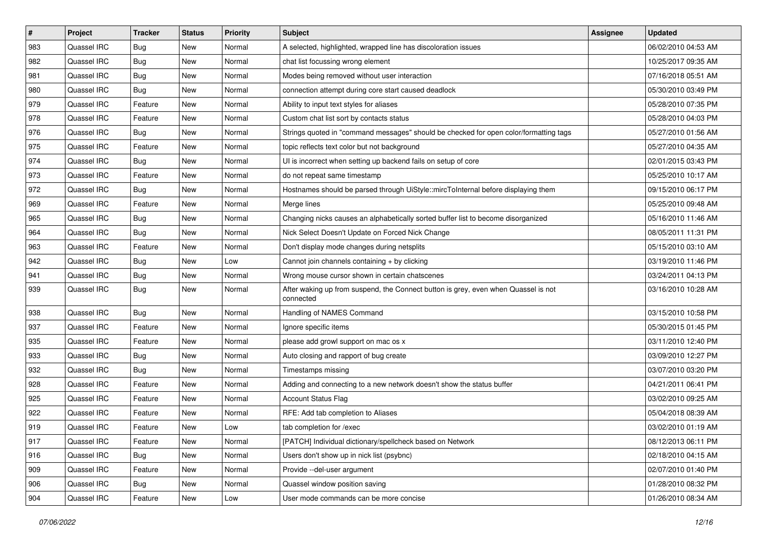| # | Project | Tracker | Status | Priority | Subject | Assignee | Updated |
|---|---|---|---|---|---|---|---|
| 983 | Quassel IRC | Bug | New | Normal | A selected, highlighted, wrapped line has discoloration issues | | 06/02/2010 04:53 AM |
| 982 | Quassel IRC | Bug | New | Normal | chat list focussing wrong element | | 10/25/2017 09:35 AM |
| 981 | Quassel IRC | Bug | New | Normal | Modes being removed without user interaction | | 07/16/2018 05:51 AM |
| 980 | Quassel IRC | Bug | New | Normal | connection attempt during core start caused deadlock | | 05/30/2010 03:49 PM |
| 979 | Quassel IRC | Feature | New | Normal | Ability to input text styles for aliases | | 05/28/2010 07:35 PM |
| 978 | Quassel IRC | Feature | New | Normal | Custom chat list sort by contacts status | | 05/28/2010 04:03 PM |
| 976 | Quassel IRC | Bug | New | Normal | Strings quoted in "command messages" should be checked for open color/formatting tags | | 05/27/2010 01:56 AM |
| 975 | Quassel IRC | Feature | New | Normal | topic reflects text color but not background | | 05/27/2010 04:35 AM |
| 974 | Quassel IRC | Bug | New | Normal | UI is incorrect when setting up backend fails on setup of core | | 02/01/2015 03:43 PM |
| 973 | Quassel IRC | Feature | New | Normal | do not repeat same timestamp | | 05/25/2010 10:17 AM |
| 972 | Quassel IRC | Bug | New | Normal | Hostnames should be parsed through UiStyle::mircToInternal before displaying them | | 09/15/2010 06:17 PM |
| 969 | Quassel IRC | Feature | New | Normal | Merge lines | | 05/25/2010 09:48 AM |
| 965 | Quassel IRC | Bug | New | Normal | Changing nicks causes an alphabetically sorted buffer list to become disorganized | | 05/16/2010 11:46 AM |
| 964 | Quassel IRC | Bug | New | Normal | Nick Select Doesn't Update on Forced Nick Change | | 08/05/2011 11:31 PM |
| 963 | Quassel IRC | Feature | New | Normal | Don't display mode changes during netsplits | | 05/15/2010 03:10 AM |
| 942 | Quassel IRC | Bug | New | Low | Cannot join channels containing + by clicking | | 03/19/2010 11:46 PM |
| 941 | Quassel IRC | Bug | New | Normal | Wrong mouse cursor shown in certain chatscenes | | 03/24/2011 04:13 PM |
| 939 | Quassel IRC | Bug | New | Normal | After waking up from suspend, the Connect button is grey, even when Quassel is not connected | | 03/16/2010 10:28 AM |
| 938 | Quassel IRC | Bug | New | Normal | Handling of NAMES Command | | 03/15/2010 10:58 PM |
| 937 | Quassel IRC | Feature | New | Normal | Ignore specific items | | 05/30/2015 01:45 PM |
| 935 | Quassel IRC | Feature | New | Normal | please add growl support on mac os x | | 03/11/2010 12:40 PM |
| 933 | Quassel IRC | Bug | New | Normal | Auto closing and rapport of bug create | | 03/09/2010 12:27 PM |
| 932 | Quassel IRC | Bug | New | Normal | Timestamps missing | | 03/07/2010 03:20 PM |
| 928 | Quassel IRC | Feature | New | Normal | Adding and connecting to a new network doesn't show the status buffer | | 04/21/2011 06:41 PM |
| 925 | Quassel IRC | Feature | New | Normal | Account Status Flag | | 03/02/2010 09:25 AM |
| 922 | Quassel IRC | Feature | New | Normal | RFE: Add tab completion to Aliases | | 05/04/2018 08:39 AM |
| 919 | Quassel IRC | Feature | New | Low | tab completion for /exec | | 03/02/2010 01:19 AM |
| 917 | Quassel IRC | Feature | New | Normal | [PATCH] Individual dictionary/spellcheck based on Network | | 08/12/2013 06:11 PM |
| 916 | Quassel IRC | Bug | New | Normal | Users don't show up in nick list (psybnc) | | 02/18/2010 04:15 AM |
| 909 | Quassel IRC | Feature | New | Normal | Provide --del-user argument | | 02/07/2010 01:40 PM |
| 906 | Quassel IRC | Bug | New | Normal | Quassel window position saving | | 01/28/2010 08:32 PM |
| 904 | Quassel IRC | Feature | New | Low | User mode commands can be more concise | | 01/26/2010 08:34 AM |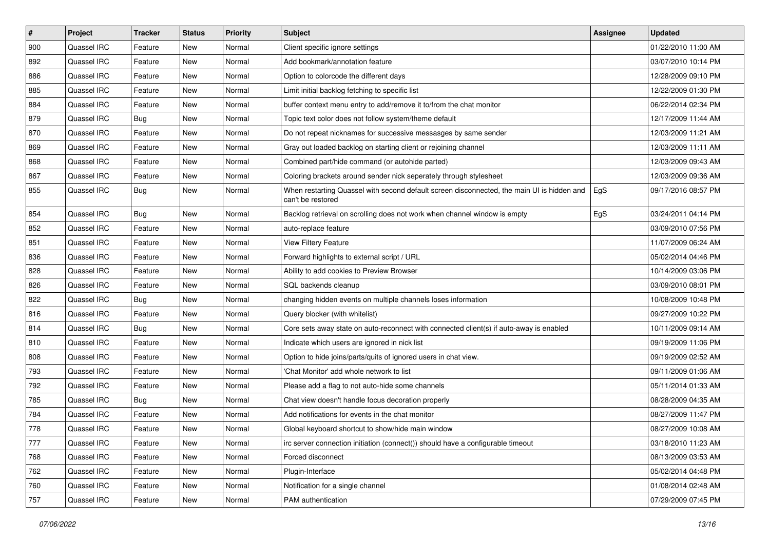| # | Project | Tracker | Status | Priority | Subject | Assignee | Updated |
|---|---|---|---|---|---|---|---|
| 900 | Quassel IRC | Feature | New | Normal | Client specific ignore settings | | 01/22/2010 11:00 AM |
| 892 | Quassel IRC | Feature | New | Normal | Add bookmark/annotation feature | | 03/07/2010 10:14 PM |
| 886 | Quassel IRC | Feature | New | Normal | Option to colorcode the different days | | 12/28/2009 09:10 PM |
| 885 | Quassel IRC | Feature | New | Normal | Limit initial backlog fetching to specific list | | 12/22/2009 01:30 PM |
| 884 | Quassel IRC | Feature | New | Normal | buffer context menu entry to add/remove it to/from the chat monitor | | 06/22/2014 02:34 PM |
| 879 | Quassel IRC | Bug | New | Normal | Topic text color does not follow system/theme default | | 12/17/2009 11:44 AM |
| 870 | Quassel IRC | Feature | New | Normal | Do not repeat nicknames for successive messasges by same sender | | 12/03/2009 11:21 AM |
| 869 | Quassel IRC | Feature | New | Normal | Gray out loaded backlog on starting client or rejoining channel | | 12/03/2009 11:11 AM |
| 868 | Quassel IRC | Feature | New | Normal | Combined part/hide command (or autohide parted) | | 12/03/2009 09:43 AM |
| 867 | Quassel IRC | Feature | New | Normal | Coloring brackets around sender nick seperately through stylesheet | | 12/03/2009 09:36 AM |
| 855 | Quassel IRC | Bug | New | Normal | When restarting Quassel with second default screen disconnected, the main UI is hidden and can't be restored | EgS | 09/17/2016 08:57 PM |
| 854 | Quassel IRC | Bug | New | Normal | Backlog retrieval on scrolling does not work when channel window is empty | EgS | 03/24/2011 04:14 PM |
| 852 | Quassel IRC | Feature | New | Normal | auto-replace feature | | 03/09/2010 07:56 PM |
| 851 | Quassel IRC | Feature | New | Normal | View Filtery Feature | | 11/07/2009 06:24 AM |
| 836 | Quassel IRC | Feature | New | Normal | Forward highlights to external script / URL | | 05/02/2014 04:46 PM |
| 828 | Quassel IRC | Feature | New | Normal | Ability to add cookies to Preview Browser | | 10/14/2009 03:06 PM |
| 826 | Quassel IRC | Feature | New | Normal | SQL backends cleanup | | 03/09/2010 08:01 PM |
| 822 | Quassel IRC | Bug | New | Normal | changing hidden events on multiple channels loses information | | 10/08/2009 10:48 PM |
| 816 | Quassel IRC | Feature | New | Normal | Query blocker (with whitelist) | | 09/27/2009 10:22 PM |
| 814 | Quassel IRC | Bug | New | Normal | Core sets away state on auto-reconnect with connected client(s) if auto-away is enabled | | 10/11/2009 09:14 AM |
| 810 | Quassel IRC | Feature | New | Normal | Indicate which users are ignored in nick list | | 09/19/2009 11:06 PM |
| 808 | Quassel IRC | Feature | New | Normal | Option to hide joins/parts/quits of ignored users in chat view. | | 09/19/2009 02:52 AM |
| 793 | Quassel IRC | Feature | New | Normal | 'Chat Monitor' add whole network to list | | 09/11/2009 01:06 AM |
| 792 | Quassel IRC | Feature | New | Normal | Please add a flag to not auto-hide some channels | | 05/11/2014 01:33 AM |
| 785 | Quassel IRC | Bug | New | Normal | Chat view doesn't handle focus decoration properly | | 08/28/2009 04:35 AM |
| 784 | Quassel IRC | Feature | New | Normal | Add notifications for events in the chat monitor | | 08/27/2009 11:47 PM |
| 778 | Quassel IRC | Feature | New | Normal | Global keyboard shortcut to show/hide main window | | 08/27/2009 10:08 AM |
| 777 | Quassel IRC | Feature | New | Normal | irc server connection initiation (connect()) should have a configurable timeout | | 03/18/2010 11:23 AM |
| 768 | Quassel IRC | Feature | New | Normal | Forced disconnect | | 08/13/2009 03:53 AM |
| 762 | Quassel IRC | Feature | New | Normal | Plugin-Interface | | 05/02/2014 04:48 PM |
| 760 | Quassel IRC | Feature | New | Normal | Notification for a single channel | | 01/08/2014 02:48 AM |
| 757 | Quassel IRC | Feature | New | Normal | PAM authentication | | 07/29/2009 07:45 PM |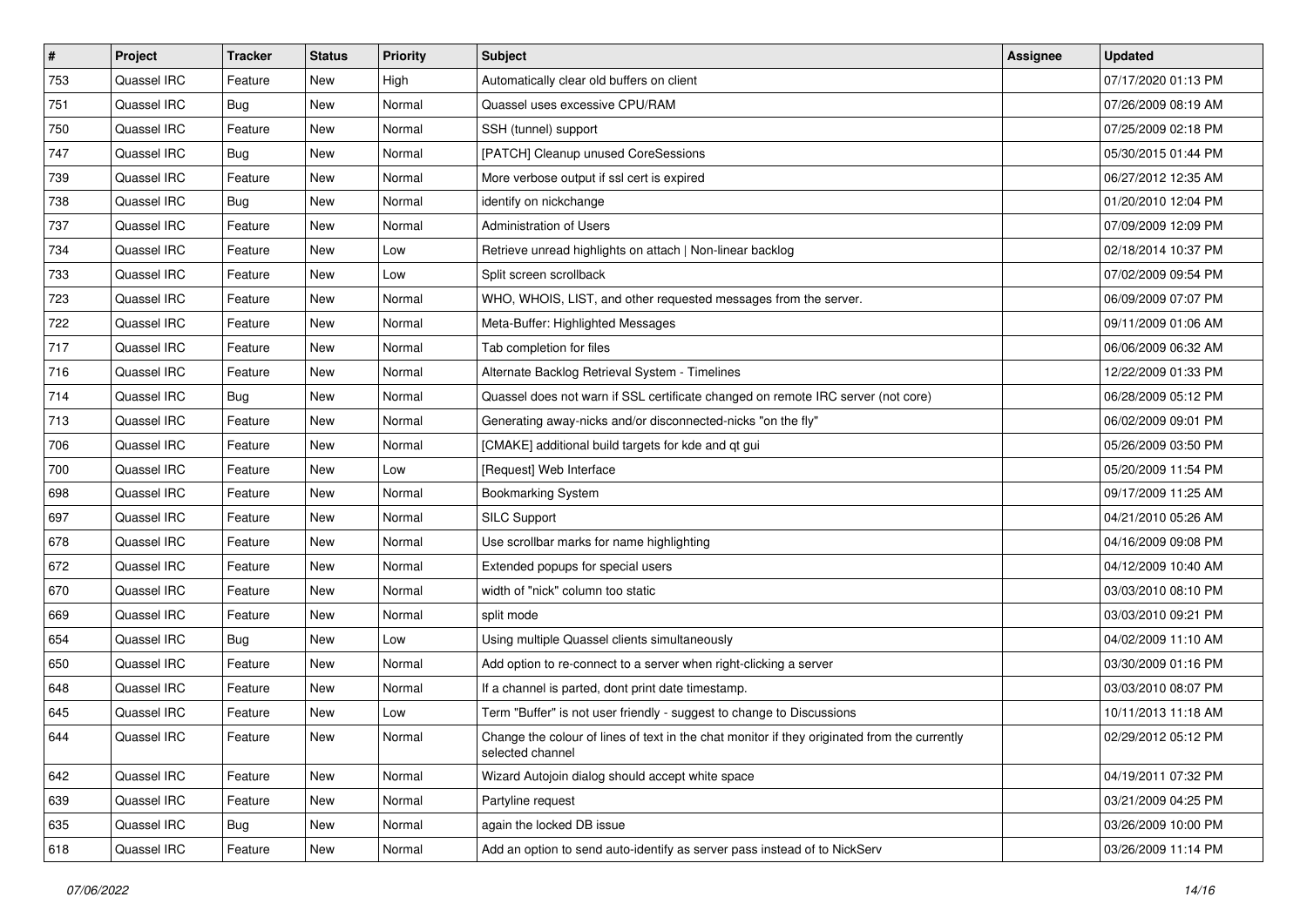| # | Project | Tracker | Status | Priority | Subject | Assignee | Updated |
|---|---|---|---|---|---|---|---|
| 753 | Quassel IRC | Feature | New | High | Automatically clear old buffers on client | | 07/17/2020 01:13 PM |
| 751 | Quassel IRC | Bug | New | Normal | Quassel uses excessive CPU/RAM | | 07/26/2009 08:19 AM |
| 750 | Quassel IRC | Feature | New | Normal | SSH (tunnel) support | | 07/25/2009 02:18 PM |
| 747 | Quassel IRC | Bug | New | Normal | [PATCH] Cleanup unused CoreSessions | | 05/30/2015 01:44 PM |
| 739 | Quassel IRC | Feature | New | Normal | More verbose output if ssl cert is expired | | 06/27/2012 12:35 AM |
| 738 | Quassel IRC | Bug | New | Normal | identify on nickchange | | 01/20/2010 12:04 PM |
| 737 | Quassel IRC | Feature | New | Normal | Administration of Users | | 07/09/2009 12:09 PM |
| 734 | Quassel IRC | Feature | New | Low | Retrieve unread highlights on attach \| Non-linear backlog | | 02/18/2014 10:37 PM |
| 733 | Quassel IRC | Feature | New | Low | Split screen scrollback | | 07/02/2009 09:54 PM |
| 723 | Quassel IRC | Feature | New | Normal | WHO, WHOIS, LIST, and other requested messages from the server. | | 06/09/2009 07:07 PM |
| 722 | Quassel IRC | Feature | New | Normal | Meta-Buffer: Highlighted Messages | | 09/11/2009 01:06 AM |
| 717 | Quassel IRC | Feature | New | Normal | Tab completion for files | | 06/06/2009 06:32 AM |
| 716 | Quassel IRC | Feature | New | Normal | Alternate Backlog Retrieval System - Timelines | | 12/22/2009 01:33 PM |
| 714 | Quassel IRC | Bug | New | Normal | Quassel does not warn if SSL certificate changed on remote IRC server (not core) | | 06/28/2009 05:12 PM |
| 713 | Quassel IRC | Feature | New | Normal | Generating away-nicks and/or disconnected-nicks "on the fly" | | 06/02/2009 09:01 PM |
| 706 | Quassel IRC | Feature | New | Normal | [CMAKE] additional build targets for kde and qt gui | | 05/26/2009 03:50 PM |
| 700 | Quassel IRC | Feature | New | Low | [Request] Web Interface | | 05/20/2009 11:54 PM |
| 698 | Quassel IRC | Feature | New | Normal | Bookmarking System | | 09/17/2009 11:25 AM |
| 697 | Quassel IRC | Feature | New | Normal | SILC Support | | 04/21/2010 05:26 AM |
| 678 | Quassel IRC | Feature | New | Normal | Use scrollbar marks for name highlighting | | 04/16/2009 09:08 PM |
| 672 | Quassel IRC | Feature | New | Normal | Extended popups for special users | | 04/12/2009 10:40 AM |
| 670 | Quassel IRC | Feature | New | Normal | width of "nick" column too static | | 03/03/2010 08:10 PM |
| 669 | Quassel IRC | Feature | New | Normal | split mode | | 03/03/2010 09:21 PM |
| 654 | Quassel IRC | Bug | New | Low | Using multiple Quassel clients simultaneously | | 04/02/2009 11:10 AM |
| 650 | Quassel IRC | Feature | New | Normal | Add option to re-connect to a server when right-clicking a server | | 03/30/2009 01:16 PM |
| 648 | Quassel IRC | Feature | New | Normal | If a channel is parted, dont print date timestamp. | | 03/03/2010 08:07 PM |
| 645 | Quassel IRC | Feature | New | Low | Term "Buffer" is not user friendly - suggest to change to Discussions | | 10/11/2013 11:18 AM |
| 644 | Quassel IRC | Feature | New | Normal | Change the colour of lines of text in the chat monitor if they originated from the currently selected channel | | 02/29/2012 05:12 PM |
| 642 | Quassel IRC | Feature | New | Normal | Wizard Autojoin dialog should accept white space | | 04/19/2011 07:32 PM |
| 639 | Quassel IRC | Feature | New | Normal | Partyline request | | 03/21/2009 04:25 PM |
| 635 | Quassel IRC | Bug | New | Normal | again the locked DB issue | | 03/26/2009 10:00 PM |
| 618 | Quassel IRC | Feature | New | Normal | Add an option to send auto-identify as server pass instead of to NickServ | | 03/26/2009 11:14 PM |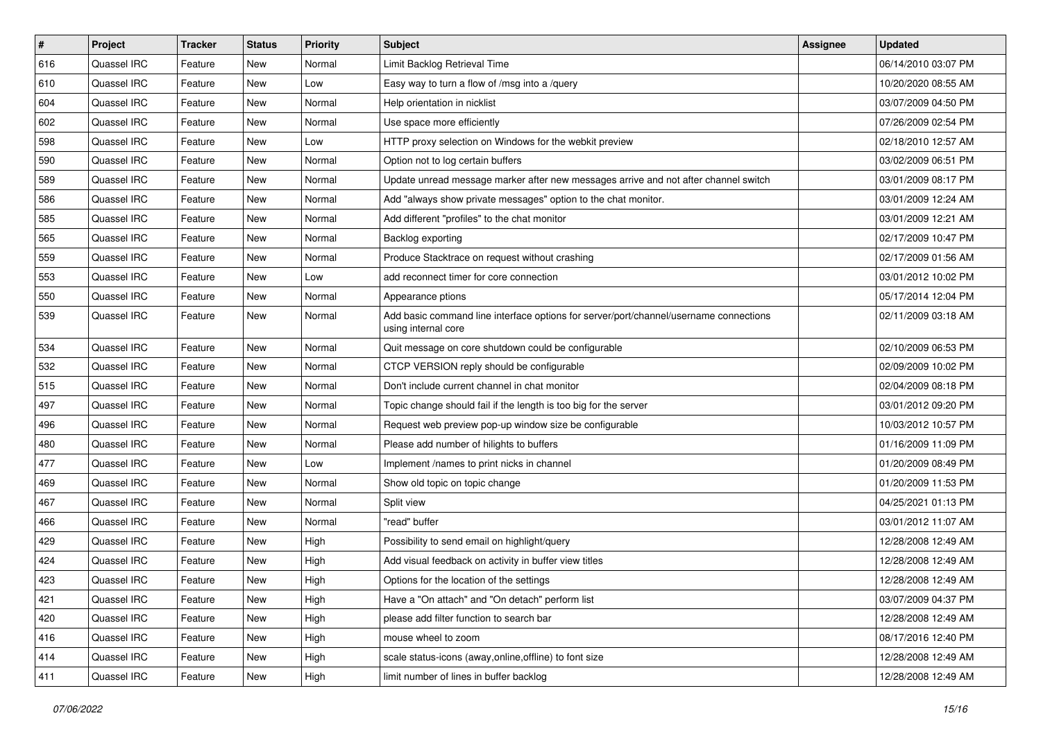| # | Project | Tracker | Status | Priority | Subject | Assignee | Updated |
| --- | --- | --- | --- | --- | --- | --- | --- |
| 616 | Quassel IRC | Feature | New | Normal | Limit Backlog Retrieval Time | | 06/14/2010 03:07 PM |
| 610 | Quassel IRC | Feature | New | Low | Easy way to turn a flow of /msg into a /query | | 10/20/2020 08:55 AM |
| 604 | Quassel IRC | Feature | New | Normal | Help orientation in nicklist | | 03/07/2009 04:50 PM |
| 602 | Quassel IRC | Feature | New | Normal | Use space more efficiently | | 07/26/2009 02:54 PM |
| 598 | Quassel IRC | Feature | New | Low | HTTP proxy selection on Windows for the webkit preview | | 02/18/2010 12:57 AM |
| 590 | Quassel IRC | Feature | New | Normal | Option not to log certain buffers | | 03/02/2009 06:51 PM |
| 589 | Quassel IRC | Feature | New | Normal | Update unread message marker after new messages arrive and not after channel switch | | 03/01/2009 08:17 PM |
| 586 | Quassel IRC | Feature | New | Normal | Add "always show private messages" option to the chat monitor. | | 03/01/2009 12:24 AM |
| 585 | Quassel IRC | Feature | New | Normal | Add different "profiles" to the chat monitor | | 03/01/2009 12:21 AM |
| 565 | Quassel IRC | Feature | New | Normal | Backlog exporting | | 02/17/2009 10:47 PM |
| 559 | Quassel IRC | Feature | New | Normal | Produce Stacktrace on request without crashing | | 02/17/2009 01:56 AM |
| 553 | Quassel IRC | Feature | New | Low | add reconnect timer for core connection | | 03/01/2012 10:02 PM |
| 550 | Quassel IRC | Feature | New | Normal | Appearance ptions | | 05/17/2014 12:04 PM |
| 539 | Quassel IRC | Feature | New | Normal | Add basic command line interface options for server/port/channel/username connections using internal core | | 02/11/2009 03:18 AM |
| 534 | Quassel IRC | Feature | New | Normal | Quit message on core shutdown could be configurable | | 02/10/2009 06:53 PM |
| 532 | Quassel IRC | Feature | New | Normal | CTCP VERSION reply should be configurable | | 02/09/2009 10:02 PM |
| 515 | Quassel IRC | Feature | New | Normal | Don't include current channel in chat monitor | | 02/04/2009 08:18 PM |
| 497 | Quassel IRC | Feature | New | Normal | Topic change should fail if the length is too big for the server | | 03/01/2012 09:20 PM |
| 496 | Quassel IRC | Feature | New | Normal | Request web preview pop-up window size be configurable | | 10/03/2012 10:57 PM |
| 480 | Quassel IRC | Feature | New | Normal | Please add number of hilights to buffers | | 01/16/2009 11:09 PM |
| 477 | Quassel IRC | Feature | New | Low | Implement /names to print nicks in channel | | 01/20/2009 08:49 PM |
| 469 | Quassel IRC | Feature | New | Normal | Show old topic on topic change | | 01/20/2009 11:53 PM |
| 467 | Quassel IRC | Feature | New | Normal | Split view | | 04/25/2021 01:13 PM |
| 466 | Quassel IRC | Feature | New | Normal | "read" buffer | | 03/01/2012 11:07 AM |
| 429 | Quassel IRC | Feature | New | High | Possibility to send email on highlight/query | | 12/28/2008 12:49 AM |
| 424 | Quassel IRC | Feature | New | High | Add visual feedback on activity in buffer view titles | | 12/28/2008 12:49 AM |
| 423 | Quassel IRC | Feature | New | High | Options for the location of the settings | | 12/28/2008 12:49 AM |
| 421 | Quassel IRC | Feature | New | High | Have a "On attach" and "On detach" perform list | | 03/07/2009 04:37 PM |
| 420 | Quassel IRC | Feature | New | High | please add filter function to search bar | | 12/28/2008 12:49 AM |
| 416 | Quassel IRC | Feature | New | High | mouse wheel to zoom | | 08/17/2016 12:40 PM |
| 414 | Quassel IRC | Feature | New | High | scale status-icons (away,online,offline) to font size | | 12/28/2008 12:49 AM |
| 411 | Quassel IRC | Feature | New | High | limit number of lines in buffer backlog | | 12/28/2008 12:49 AM |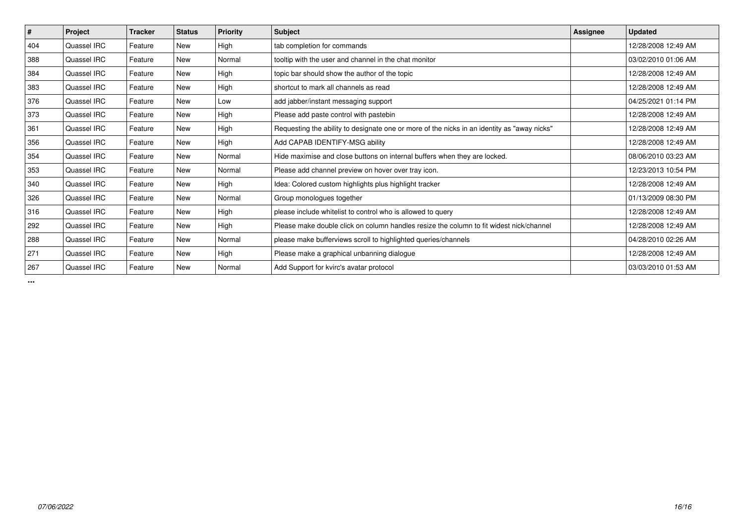| # | Project | Tracker | Status | Priority | Subject | Assignee | Updated |
| --- | --- | --- | --- | --- | --- | --- | --- |
| 404 | Quassel IRC | Feature | New | High | tab completion for commands | | 12/28/2008 12:49 AM |
| 388 | Quassel IRC | Feature | New | Normal | tooltip with the user and channel in the chat monitor | | 03/02/2010 01:06 AM |
| 384 | Quassel IRC | Feature | New | High | topic bar should show the author of the topic | | 12/28/2008 12:49 AM |
| 383 | Quassel IRC | Feature | New | High | shortcut to mark all channels as read | | 12/28/2008 12:49 AM |
| 376 | Quassel IRC | Feature | New | Low | add jabber/instant messaging support | | 04/25/2021 01:14 PM |
| 373 | Quassel IRC | Feature | New | High | Please add paste control with pastebin | | 12/28/2008 12:49 AM |
| 361 | Quassel IRC | Feature | New | High | Requesting the ability to designate one or more of the nicks in an identity as "away nicks" | | 12/28/2008 12:49 AM |
| 356 | Quassel IRC | Feature | New | High | Add CAPAB IDENTIFY-MSG ability | | 12/28/2008 12:49 AM |
| 354 | Quassel IRC | Feature | New | Normal | Hide maximise and close buttons on internal buffers when they are locked. | | 08/06/2010 03:23 AM |
| 353 | Quassel IRC | Feature | New | Normal | Please add channel preview on hover over tray icon. | | 12/23/2013 10:54 PM |
| 340 | Quassel IRC | Feature | New | High | Idea: Colored custom highlights plus highlight tracker | | 12/28/2008 12:49 AM |
| 326 | Quassel IRC | Feature | New | Normal | Group monologues together | | 01/13/2009 08:30 PM |
| 316 | Quassel IRC | Feature | New | High | please include whitelist to control who is allowed to query | | 12/28/2008 12:49 AM |
| 292 | Quassel IRC | Feature | New | High | Please make double click on column handles resize the column to fit widest nick/channel | | 12/28/2008 12:49 AM |
| 288 | Quassel IRC | Feature | New | Normal | please make bufferviews scroll to highlighted queries/channels | | 04/28/2010 02:26 AM |
| 271 | Quassel IRC | Feature | New | High | Please make a graphical unbanning dialogue | | 12/28/2008 12:49 AM |
| 267 | Quassel IRC | Feature | New | Normal | Add Support for kvirc's avatar protocol | | 03/03/2010 01:53 AM |

...